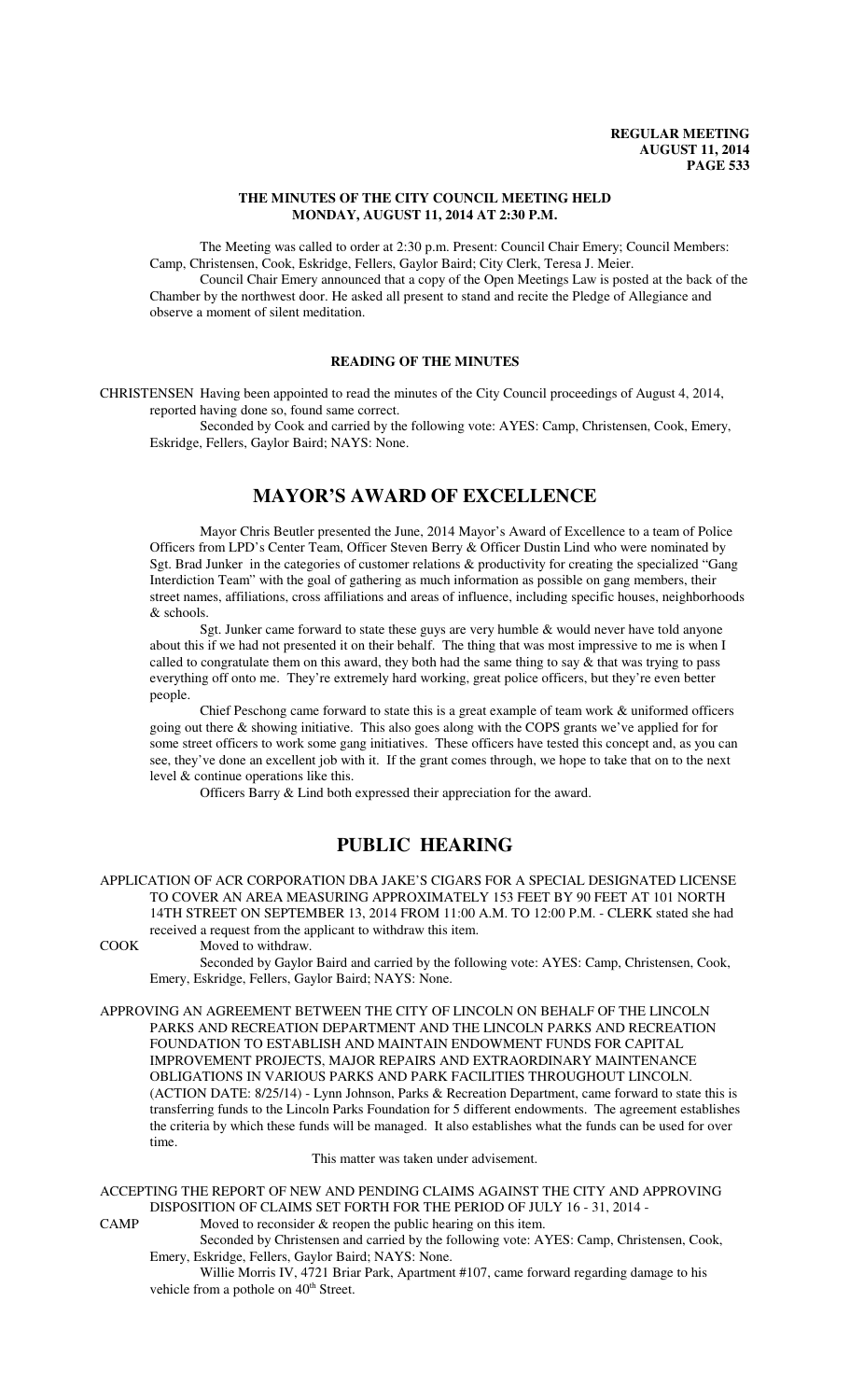**THE MINUTES OF THE CITY COUNCIL MEETING HELD MONDAY, AUGUST 11, 2014 AT 2:30 P.M.**

The Meeting was called to order at 2:30 p.m. Present: Council Chair Emery; Council Members: Camp, Christensen, Cook, Eskridge, Fellers, Gaylor Baird; City Clerk, Teresa J. Meier.

Council Chair Emery announced that a copy of the Open Meetings Law is posted at the back of the Chamber by the northwest door. He asked all present to stand and recite the Pledge of Allegiance and observe a moment of silent meditation.

**READING OF THE MINUTES**

CHRISTENSEN Having been appointed to read the minutes of the City Council proceedings of August 4, 2014, reported having done so, found same correct.

Seconded by Cook and carried by the following vote: AYES: Camp, Christensen, Cook, Emery, Eskridge, Fellers, Gaylor Baird; NAYS: None.

# MAYOR'S AWARD OF EXCELLENCE

Mayor Chris Beutler presented the June, 2014 Mayor's Award of Excellence to a team of Police Officers from LPD's Center Team, Officer Steven Berry & Officer Dustin Lind who were nominated by Sgt. Brad Junker in the categories of customer relations & productivity for creating the specialized "Gang Interdiction Team" with the goal of gathering as much information as possible on gang members, their street names, affiliations, cross affiliations and areas of influence, including specific houses, neighborhoods & schools.

Sgt. Junker came forward to state these guys are very humble & would never have told anyone about this if we had not presented it on their behalf. The thing that was most impressive to me is when I called to congratulate them on this award, they both had the same thing to say & that was trying to pass everything off onto me. They're extremely hard working, great police officers, but they're even better people.

Chief Peschong came forward to state this is a great example of team work & uniformed officers going out there & showing initiative. This also goes along with the COPS grants we've applied for for some street officers to work some gang initiatives. These officers have tested this concept and, as you can see, they've done an excellent job with it. If the grant comes through, we hope to take that on to the next level & continue operations like this.

Officers Barry & Lind both expressed their appreciation for the award.

# PUBLIC HEARING

APPLICATION OF ACR CORPORATION DBA JAKE'S CIGARS FOR A SPECIAL DESIGNATED LICENSE TO COVER AN AREA MEASURING APPROXIMATELY 153 FEET BY 90 FEET AT 101 NORTH 14TH STREET ON SEPTEMBER 13, 2014 FROM 11:00 A.M. TO 12:00 P.M. - CLERK stated she had received a request from the applicant to withdraw this item.

COOK Moved to withdraw.

Seconded by Gaylor Baird and carried by the following vote: AYES: Camp, Christensen, Cook, Emery, Eskridge, Fellers, Gaylor Baird; NAYS: None.

APPROVING AN AGREEMENT BETWEEN THE CITY OF LINCOLN ON BEHALF OF THE LINCOLN PARKS AND RECREATION DEPARTMENT AND THE LINCOLN PARKS AND RECREATION FOUNDATION TO ESTABLISH AND MAINTAIN ENDOWMENT FUNDS FOR CAPITAL IMPROVEMENT PROJECTS, MAJOR REPAIRS AND EXTRAORDINARY MAINTENANCE OBLIGATIONS IN VARIOUS PARKS AND PARK FACILITIES THROUGHOUT LINCOLN. (ACTION DATE: 8/25/14) - Lynn Johnson, Parks & Recreation Department, came forward to state this is transferring funds to the Lincoln Parks Foundation for 5 different endowments. The agreement establishes the criteria by which these funds will be managed. It also establishes what the funds can be used for over time.

This matter was taken under advisement.

ACCEPTING THE REPORT OF NEW AND PENDING CLAIMS AGAINST THE CITY AND APPROVING DISPOSITION OF CLAIMS SET FORTH FOR THE PERIOD OF JULY 16 - 31, 2014 -

CAMP Moved to reconsider & reopen the public hearing on this item.

Seconded by Christensen and carried by the following vote: AYES: Camp, Christensen, Cook, Emery, Eskridge, Fellers, Gaylor Baird; NAYS: None.

Willie Morris IV, 4721 Briar Park, Apartment #107, came forward regarding damage to his vehicle from a pothole on 40th Street.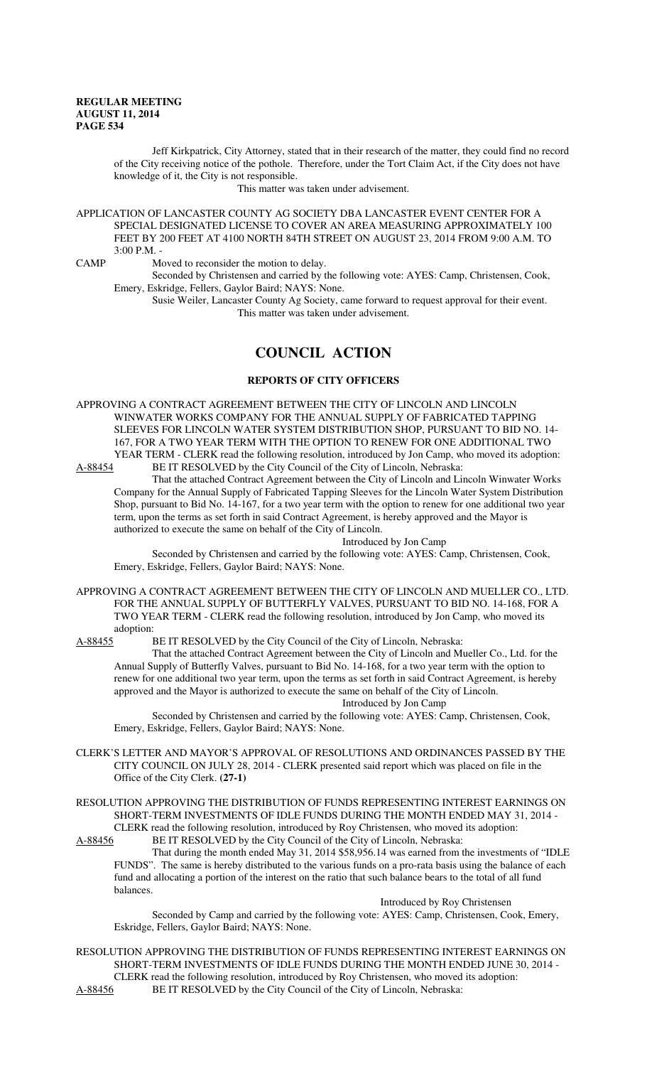Jeff Kirkpatrick, City Attorney, stated that in their research of the matter, they could find no record of the City receiving notice of the pothole. Therefore, under the Tort Claim Act, if the City does not have knowledge of it, the City is not responsible.

This matter was taken under advisement.

APPLICATION OF LANCASTER COUNTY AG SOCIETY DBA LANCASTER EVENT CENTER FOR A SPECIAL DESIGNATED LICENSE TO COVER AN AREA MEASURING APPROXIMATELY 100 FEET BY 200 FEET AT 4100 NORTH 84TH STREET ON AUGUST 23, 2014 FROM 9:00 A.M. TO 3:00 P.M. -

CAMP Moved to reconsider the motion to delay.

Seconded by Christensen and carried by the following vote: AYES: Camp, Christensen, Cook, Emery, Eskridge, Fellers, Gaylor Baird; NAYS: None.

Susie Weiler, Lancaster County Ag Society, came forward to request approval for their event.

This matter was taken under advisement.

# COUNCIL ACTION

## REPORTS OF CITY OFFICERS

APPROVING A CONTRACT AGREEMENT BETWEEN THE CITY OF LINCOLN AND LINCOLN WINWATER WORKS COMPANY FOR THE ANNUAL SUPPLY OF FABRICATED TAPPING SLEEVES FOR LINCOLN WATER SYSTEM DISTRIBUTION SHOP, PURSUANT TO BID NO. 14-167, FOR A TWO YEAR TERM WITH THE OPTION TO RENEW FOR ONE ADDITIONAL TWO YEAR TERM - CLERK read the following resolution, introduced by Jon Camp, who moved its adoption:

A-88454 BE IT RESOLVED by the City Council of the City of Lincoln, Nebraska:

That the attached Contract Agreement between the City of Lincoln and Lincoln Winwater Works Company for the Annual Supply of Fabricated Tapping Sleeves for the Lincoln Water System Distribution Shop, pursuant to Bid No. 14-167, for a two year term with the option to renew for one additional two year term, upon the terms as set forth in said Contract Agreement, is hereby approved and the Mayor is authorized to execute the same on behalf of the City of Lincoln.

Introduced by Jon Camp

Seconded by Christensen and carried by the following vote: AYES: Camp, Christensen, Cook, Emery, Eskridge, Fellers, Gaylor Baird; NAYS: None.

APPROVING A CONTRACT AGREEMENT BETWEEN THE CITY OF LINCOLN AND MUELLER CO., LTD. FOR THE ANNUAL SUPPLY OF BUTTERFLY VALVES, PURSUANT TO BID NO. 14-168, FOR A TWO YEAR TERM - CLERK read the following resolution, introduced by Jon Camp, who moved its adoption:

A-88455 BE IT RESOLVED by the City Council of the City of Lincoln, Nebraska:

That the attached Contract Agreement between the City of Lincoln and Mueller Co., Ltd. for the Annual Supply of Butterfly Valves, pursuant to Bid No. 14-168, for a two year term with the option to renew for one additional two year term, upon the terms as set forth in said Contract Agreement, is hereby approved and the Mayor is authorized to execute the same on behalf of the City of Lincoln.

Introduced by Jon Camp

Seconded by Christensen and carried by the following vote: AYES: Camp, Christensen, Cook, Emery, Eskridge, Fellers, Gaylor Baird; NAYS: None.

CLERK'S LETTER AND MAYOR'S APPROVAL OF RESOLUTIONS AND ORDINANCES PASSED BY THE CITY COUNCIL ON JULY 28, 2014 - CLERK presented said report which was placed on file in the Office of the City Clerk. **(27-1)**

RESOLUTION APPROVING THE DISTRIBUTION OF FUNDS REPRESENTING INTEREST EARNINGS ON SHORT-TERM INVESTMENTS OF IDLE FUNDS DURING THE MONTH ENDED MAY 31, 2014 - CLERK read the following resolution, introduced by Roy Christensen, who moved its adoption:

A-88456 BE IT RESOLVED by the City Council of the City of Lincoln, Nebraska:

That during the month ended May 31, 2014 $58,956.14 was earned from the investments of "IDLE FUNDS". The same is hereby distributed to the various funds on a pro-rata basis using the balance of each fund and allocating a portion of the interest on the ratio that such balance bears to the total of all fund balances.

Introduced by Roy Christensen

Seconded by Camp and carried by the following vote: AYES: Camp, Christensen, Cook, Emery, Eskridge, Fellers, Gaylor Baird; NAYS: None.

RESOLUTION APPROVING THE DISTRIBUTION OF FUNDS REPRESENTING INTEREST EARNINGS ON SHORT-TERM INVESTMENTS OF IDLE FUNDS DURING THE MONTH ENDED JUNE 30, 2014 - CLERK read the following resolution, introduced by Roy Christensen, who moved its adoption:

A-88456 BE IT RESOLVED by the City Council of the City of Lincoln, Nebraska: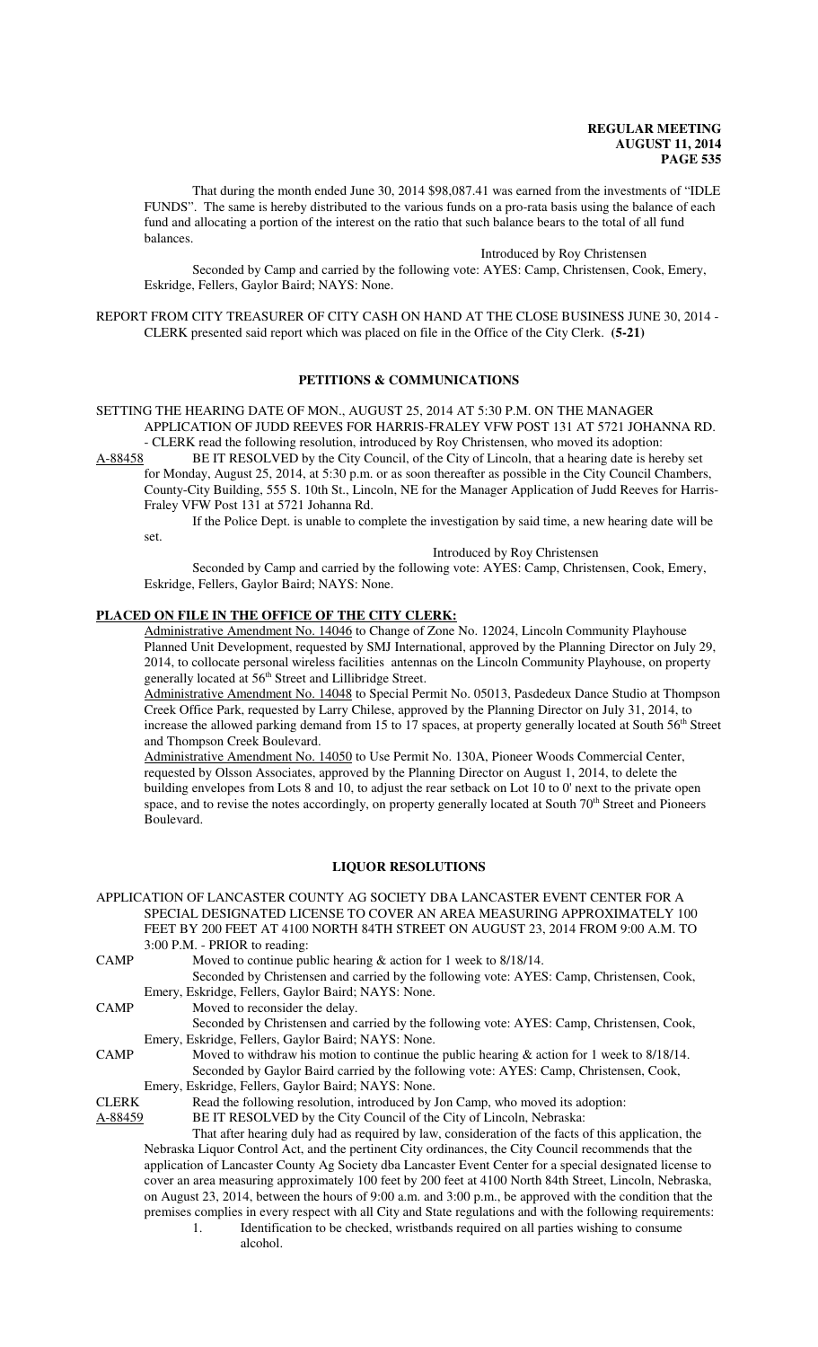That during the month ended June 30, 2014 $98,087.41 was earned from the investments of "IDLE FUNDS". The same is hereby distributed to the various funds on a pro-rata basis using the balance of each fund and allocating a portion of the interest on the ratio that such balance bears to the total of all fund balances.

Introduced by Roy Christensen

Seconded by Camp and carried by the following vote: AYES: Camp, Christensen, Cook, Emery, Eskridge, Fellers, Gaylor Baird; NAYS: None.

REPORT FROM CITY TREASURER OF CITY CASH ON HAND AT THE CLOSE BUSINESS JUNE 30, 2014 - CLERK presented said report which was placed on file in the Office of the City Clerk. **(5-21)**

## PETITIONS & COMMUNICATIONS

SETTING THE HEARING DATE OF MON., AUGUST 25, 2014 AT 5:30 P.M. ON THE MANAGER APPLICATION OF JUDD REEVES FOR HARRIS-FRALEY VFW POST 131 AT 5721 JOHANNA RD. - CLERK read the following resolution, introduced by Roy Christensen, who moved its adoption:

A-88458 BE IT RESOLVED by the City Council, of the City of Lincoln, that a hearing date is hereby set for Monday, August 25, 2014, at 5:30 p.m. or as soon thereafter as possible in the City Council Chambers, County-City Building, 555 S. 10th St., Lincoln, NE for the Manager Application of Judd Reeves for Harris-Fraley VFW Post 131 at 5721 Johanna Rd.

If the Police Dept. is unable to complete the investigation by said time, a new hearing date will be set.

Introduced by Roy Christensen

Seconded by Camp and carried by the following vote: AYES: Camp, Christensen, Cook, Emery, Eskridge, Fellers, Gaylor Baird; NAYS: None.

**PLACED ON FILE IN THE OFFICE OF THE CITY CLERK:**

Administrative Amendment No. 14046 to Change of Zone No. 12024, Lincoln Community Playhouse Planned Unit Development, requested by SMJ International, approved by the Planning Director on July 29, 2014, to collocate personal wireless facilities antennas on the Lincoln Community Playhouse, on property generally located at 56th Street and Lillibridge Street.

Administrative Amendment No. 14048 to Special Permit No. 05013, Pasdedeux Dance Studio at Thompson Creek Office Park, requested by Larry Chilese, approved by the Planning Director on July 31, 2014, to increase the allowed parking demand from 15 to 17 spaces, at property generally located at South 56th Street and Thompson Creek Boulevard.

Administrative Amendment No. 14050 to Use Permit No. 130A, Pioneer Woods Commercial Center, requested by Olsson Associates, approved by the Planning Director on August 1, 2014, to delete the building envelopes from Lots 8 and 10, to adjust the rear setback on Lot 10 to 0' next to the private open space, and to revise the notes accordingly, on property generally located at South 70th Street and Pioneers Boulevard.

## LIQUOR RESOLUTIONS

APPLICATION OF LANCASTER COUNTY AG SOCIETY DBA LANCASTER EVENT CENTER FOR A SPECIAL DESIGNATED LICENSE TO COVER AN AREA MEASURING APPROXIMATELY 100 FEET BY 200 FEET AT 4100 NORTH 84TH STREET ON AUGUST 23, 2014 FROM 9:00 A.M. TO 3:00 P.M. - PRIOR to reading:

CAMP Moved to continue public hearing & action for 1 week to 8/18/14.

Seconded by Christensen and carried by the following vote: AYES: Camp, Christensen, Cook, Emery, Eskridge, Fellers, Gaylor Baird; NAYS: None.

CAMP Moved to reconsider the delay.

Seconded by Christensen and carried by the following vote: AYES: Camp, Christensen, Cook, Emery, Eskridge, Fellers, Gaylor Baird; NAYS: None.

CAMP Moved to withdraw his motion to continue the public hearing & action for 1 week to 8/18/14.

Seconded by Gaylor Baird carried by the following vote: AYES: Camp, Christensen, Cook, Emery, Eskridge, Fellers, Gaylor Baird; NAYS: None.

CLERK Read the following resolution, introduced by Jon Camp, who moved its adoption:

A-88459 BE IT RESOLVED by the City Council of the City of Lincoln, Nebraska:

That after hearing duly had as required by law, consideration of the facts of this application, the Nebraska Liquor Control Act, and the pertinent City ordinances, the City Council recommends that the application of Lancaster County Ag Society dba Lancaster Event Center for a special designated license to cover an area measuring approximately 100 feet by 200 feet at 4100 North 84th Street, Lincoln, Nebraska, on August 23, 2014, between the hours of 9:00 a.m. and 3:00 p.m., be approved with the condition that the premises complies in every respect with all City and State regulations and with the following requirements:

1. Identification to be checked, wristbands required on all parties wishing to consume alcohol.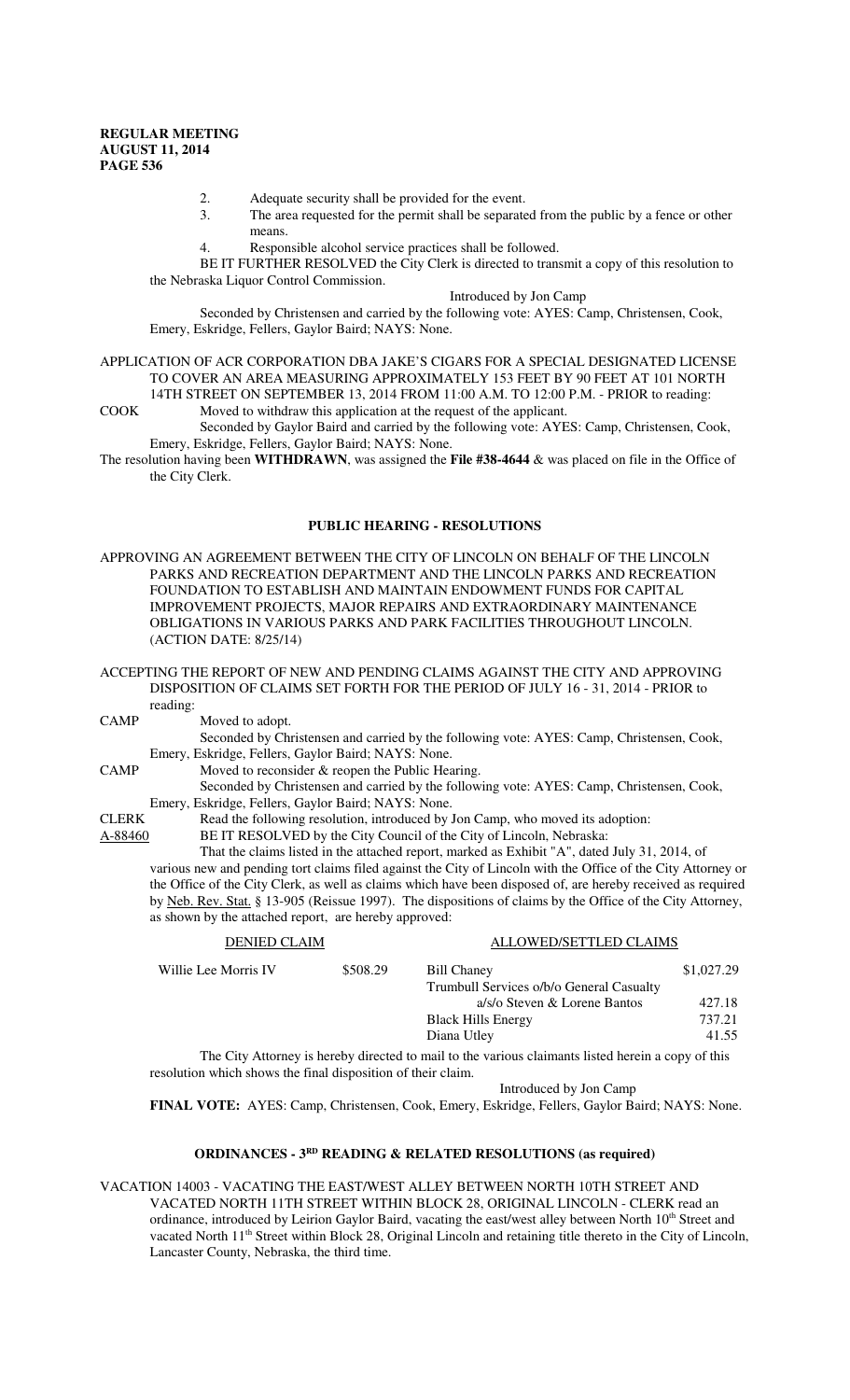2. Adequate security shall be provided for the event.
3. The area requested for the permit shall be separated from the public by a fence or other means.
4. Responsible alcohol service practices shall be followed.

BE IT FURTHER RESOLVED the City Clerk is directed to transmit a copy of this resolution to the Nebraska Liquor Control Commission.

Introduced by Jon Camp

Seconded by Christensen and carried by the following vote: AYES: Camp, Christensen, Cook, Emery, Eskridge, Fellers, Gaylor Baird; NAYS: None.

APPLICATION OF ACR CORPORATION DBA JAKE'S CIGARS FOR A SPECIAL DESIGNATED LICENSE TO COVER AN AREA MEASURING APPROXIMATELY 153 FEET BY 90 FEET AT 101 NORTH 14TH STREET ON SEPTEMBER 13, 2014 FROM 11:00 A.M. TO 12:00 P.M. - PRIOR to reading:

COOK Moved to withdraw this application at the request of the applicant.

Seconded by Gaylor Baird and carried by the following vote: AYES: Camp, Christensen, Cook, Emery, Eskridge, Fellers, Gaylor Baird; NAYS: None.

The resolution having been **WITHDRAWN**, was assigned the **File #38-4644** & was placed on file in the Office of the City Clerk.

## PUBLIC HEARING - RESOLUTIONS

APPROVING AN AGREEMENT BETWEEN THE CITY OF LINCOLN ON BEHALF OF THE LINCOLN PARKS AND RECREATION DEPARTMENT AND THE LINCOLN PARKS AND RECREATION FOUNDATION TO ESTABLISH AND MAINTAIN ENDOWMENT FUNDS FOR CAPITAL IMPROVEMENT PROJECTS, MAJOR REPAIRS AND EXTRAORDINARY MAINTENANCE OBLIGATIONS IN VARIOUS PARKS AND PARK FACILITIES THROUGHOUT LINCOLN. (ACTION DATE: 8/25/14)

ACCEPTING THE REPORT OF NEW AND PENDING CLAIMS AGAINST THE CITY AND APPROVING DISPOSITION OF CLAIMS SET FORTH FOR THE PERIOD OF JULY 16 - 31, 2014 - PRIOR to reading:

CAMP Moved to adopt.

Seconded by Christensen and carried by the following vote: AYES: Camp, Christensen, Cook, Emery, Eskridge, Fellers, Gaylor Baird; NAYS: None.

CAMP Moved to reconsider & reopen the Public Hearing.

Seconded by Christensen and carried by the following vote: AYES: Camp, Christensen, Cook, Emery, Eskridge, Fellers, Gaylor Baird; NAYS: None.

CLERK Read the following resolution, introduced by Jon Camp, who moved its adoption:

A-88460 BE IT RESOLVED by the City Council of the City of Lincoln, Nebraska:

That the claims listed in the attached report, marked as Exhibit "A", dated July 31, 2014, of various new and pending tort claims filed against the City of Lincoln with the Office of the City Attorney or the Office of the City Clerk, as well as claims which have been disposed of, are hereby received as required by Neb. Rev. Stat. § 13-905 (Reissue 1997). The dispositions of claims by the Office of the City Attorney, as shown by the attached report, are hereby approved:

| DENIED CLAIM | | ALLOWED/SETTLED CLAIMS | |
|---|---|---|---|
| Willie Lee Morris IV | $508.29 | Bill Chaney | $1,027.29 |
| | | Trumbull Services o/b/o General Casualty a/s/o Steven & Lorene Bantos | 427.18 |
| | | Black Hills Energy | 737.21 |
| | | Diana Utley | 41.55 |

The City Attorney is hereby directed to mail to the various claimants listed herein a copy of this resolution which shows the final disposition of their claim.

Introduced by Jon Camp

**FINAL VOTE:** AYES: Camp, Christensen, Cook, Emery, Eskridge, Fellers, Gaylor Baird; NAYS: None.

## ORDINANCES - 3RD READING & RELATED RESOLUTIONS (as required)

VACATION 14003 - VACATING THE EAST/WEST ALLEY BETWEEN NORTH 10TH STREET AND VACATED NORTH 11TH STREET WITHIN BLOCK 28, ORIGINAL LINCOLN - CLERK read an ordinance, introduced by Leirion Gaylor Baird, vacating the east/west alley between North 10th Street and vacated North 11th Street within Block 28, Original Lincoln and retaining title thereto in the City of Lincoln, Lancaster County, Nebraska, the third time.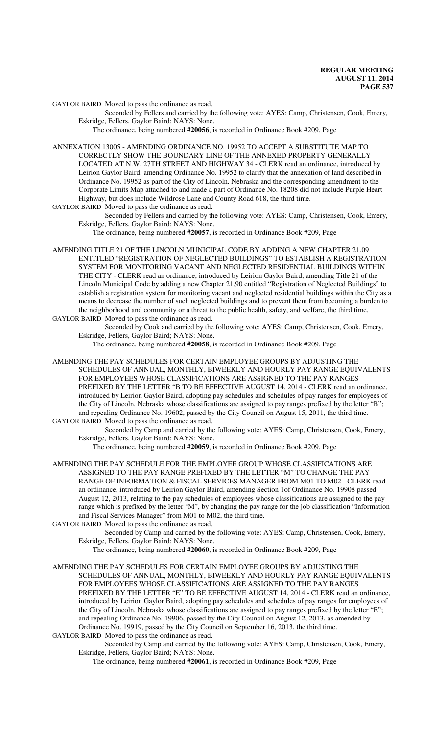GAYLOR BAIRD Moved to pass the ordinance as read.

Seconded by Fellers and carried by the following vote: AYES: Camp, Christensen, Cook, Emery, Eskridge, Fellers, Gaylor Baird; NAYS: None.

The ordinance, being numbered **#20056**, is recorded in Ordinance Book #209, Page .

ANNEXATION 13005 - AMENDING ORDINANCE NO. 19952 TO ACCEPT A SUBSTITUTE MAP TO CORRECTLY SHOW THE BOUNDARY LINE OF THE ANNEXED PROPERTY GENERALLY LOCATED AT N.W. 27TH STREET AND HIGHWAY 34 - CLERK read an ordinance, introduced by Leirion Gaylor Baird, amending Ordinance No. 19952 to clarify that the annexation of land described in Ordinance No. 19952 as part of the City of Lincoln, Nebraska and the corresponding amendment to the Corporate Limits Map attached to and made a part of Ordinance No. 18208 did not include Purple Heart Highway, but does include Wildrose Lane and County Road 618, the third time.

GAYLOR BAIRD Moved to pass the ordinance as read.

Seconded by Fellers and carried by the following vote: AYES: Camp, Christensen, Cook, Emery, Eskridge, Fellers, Gaylor Baird; NAYS: None.

The ordinance, being numbered **#20057**, is recorded in Ordinance Book #209, Page .

AMENDING TITLE 21 OF THE LINCOLN MUNICIPAL CODE BY ADDING A NEW CHAPTER 21.09 ENTITLED "REGISTRATION OF NEGLECTED BUILDINGS" TO ESTABLISH A REGISTRATION SYSTEM FOR MONITORING VACANT AND NEGLECTED RESIDENTIAL BUILDINGS WITHIN THE CITY - CLERK read an ordinance, introduced by Leirion Gaylor Baird, amending Title 21 of the Lincoln Municipal Code by adding a new Chapter 21.90 entitled "Registration of Neglected Buildings" to establish a registration system for monitoring vacant and neglected residential buildings within the City as a means to decrease the number of such neglected buildings and to prevent them from becoming a burden to the neighborhood and community or a threat to the public health, safety, and welfare, the third time.

GAYLOR BAIRD Moved to pass the ordinance as read.

Seconded by Cook and carried by the following vote: AYES: Camp, Christensen, Cook, Emery, Eskridge, Fellers, Gaylor Baird; NAYS: None.

The ordinance, being numbered **#20058**, is recorded in Ordinance Book #209, Page .

AMENDING THE PAY SCHEDULES FOR CERTAIN EMPLOYEE GROUPS BY ADJUSTING THE SCHEDULES OF ANNUAL, MONTHLY, BIWEEKLY AND HOURLY PAY RANGE EQUIVALENTS FOR EMPLOYEES WHOSE CLASSIFICATIONS ARE ASSIGNED TO THE PAY RANGES PREFIXED BY THE LETTER "B TO BE EFFECTIVE AUGUST 14, 2014 - CLERK read an ordinance, introduced by Leirion Gaylor Baird, adopting pay schedules and schedules of pay ranges for employees of the City of Lincoln, Nebraska whose classifications are assigned to pay ranges prefixed by the letter "B"; and repealing Ordinance No. 19602, passed by the City Council on August 15, 2011, the third time.

GAYLOR BAIRD Moved to pass the ordinance as read.

Seconded by Camp and carried by the following vote: AYES: Camp, Christensen, Cook, Emery, Eskridge, Fellers, Gaylor Baird; NAYS: None.

The ordinance, being numbered **#20059**, is recorded in Ordinance Book #209, Page .

AMENDING THE PAY SCHEDULE FOR THE EMPLOYEE GROUP WHOSE CLASSIFICATIONS ARE ASSIGNED TO THE PAY RANGE PREFIXED BY THE LETTER "M" TO CHANGE THE PAY RANGE OF INFORMATION & FISCAL SERVICES MANAGER FROM M01 TO M02 - CLERK read an ordinance, introduced by Leirion Gaylor Baird, amending Section 1of Ordinance No. 19908 passed August 12, 2013, relating to the pay schedules of employees whose classifications are assigned to the pay range which is prefixed by the letter "M", by changing the pay range for the job classification "Information and Fiscal Services Manager" from M01 to M02, the third time.

GAYLOR BAIRD Moved to pass the ordinance as read.

Seconded by Camp and carried by the following vote: AYES: Camp, Christensen, Cook, Emery, Eskridge, Fellers, Gaylor Baird; NAYS: None.

The ordinance, being numbered **#20060**, is recorded in Ordinance Book #209, Page .

AMENDING THE PAY SCHEDULES FOR CERTAIN EMPLOYEE GROUPS BY ADJUSTING THE SCHEDULES OF ANNUAL, MONTHLY, BIWEEKLY AND HOURLY PAY RANGE EQUIVALENTS FOR EMPLOYEES WHOSE CLASSIFICATIONS ARE ASSIGNED TO THE PAY RANGES PREFIXED BY THE LETTER "E" TO BE EFFECTIVE AUGUST 14, 2014 - CLERK read an ordinance, introduced by Leirion Gaylor Baird, adopting pay schedules and schedules of pay ranges for employees of the City of Lincoln, Nebraska whose classifications are assigned to pay ranges prefixed by the letter "E"; and repealing Ordinance No. 19906, passed by the City Council on August 12, 2013, as amended by Ordinance No. 19919, passed by the City Council on September 16, 2013, the third time.

GAYLOR BAIRD Moved to pass the ordinance as read.

Seconded by Camp and carried by the following vote: AYES: Camp, Christensen, Cook, Emery, Eskridge, Fellers, Gaylor Baird; NAYS: None.

The ordinance, being numbered **#20061**, is recorded in Ordinance Book #209, Page .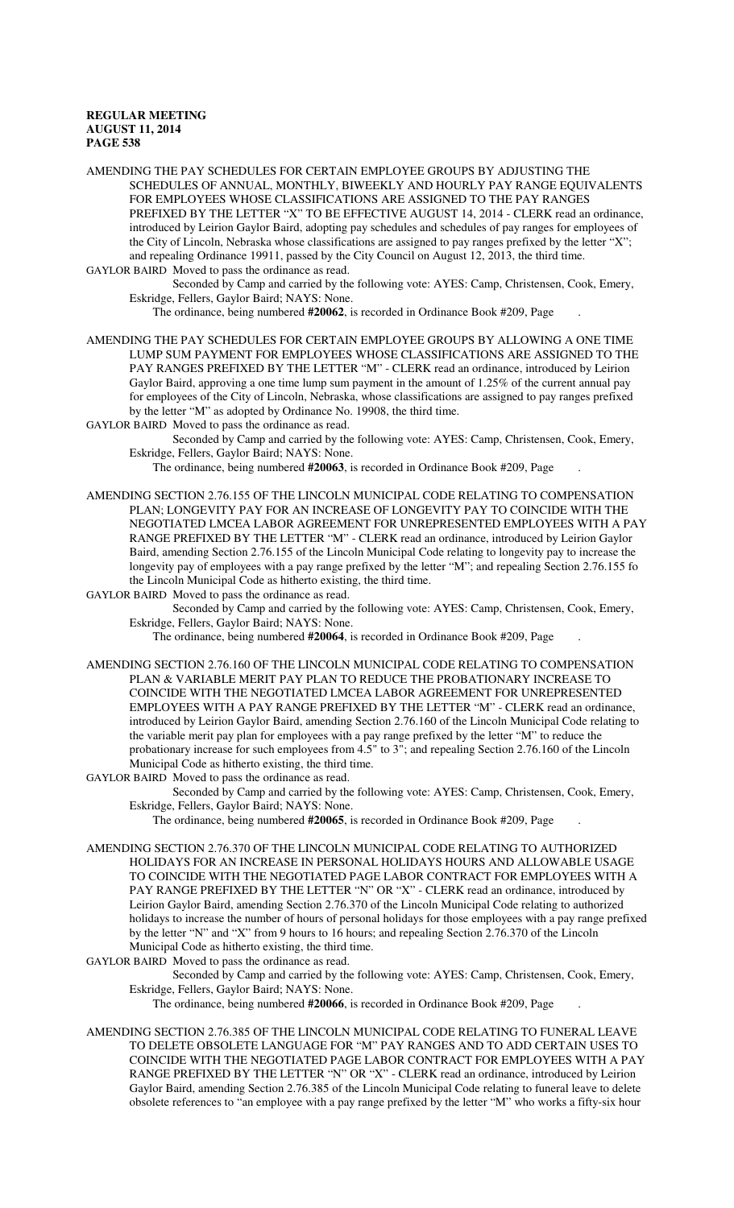AMENDING THE PAY SCHEDULES FOR CERTAIN EMPLOYEE GROUPS BY ADJUSTING THE SCHEDULES OF ANNUAL, MONTHLY, BIWEEKLY AND HOURLY PAY RANGE EQUIVALENTS FOR EMPLOYEES WHOSE CLASSIFICATIONS ARE ASSIGNED TO THE PAY RANGES PREFIXED BY THE LETTER "X" TO BE EFFECTIVE AUGUST 14, 2014 - CLERK read an ordinance, introduced by Leirion Gaylor Baird, adopting pay schedules and schedules of pay ranges for employees of the City of Lincoln, Nebraska whose classifications are assigned to pay ranges prefixed for the letter "X"; and repealing Ordinance 19911, passed by the City Council on August 12, 2013, the third time.

GAYLOR BAIRD Moved to pass the ordinance as read.

Seconded by Camp and carried by the following vote: AYES: Camp, Christensen, Cook, Emery, Eskridge, Fellers, Gaylor Baird; NAYS: None.

The ordinance, being numbered **#20062**, is recorded in Ordinance Book #209, Page .

AMENDING THE PAY SCHEDULES FOR CERTAIN EMPLOYEE GROUPS BY ALLOWING A ONE TIME LUMP SUM PAYMENT FOR EMPLOYEES WHOSE CLASSIFICATIONS ARE ASSIGNED TO THE PAY RANGES PREFIXED BY THE LETTER "M" - CLERK read an ordinance, introduced by Leirion Gaylor Baird, approving a one time lump sum payment in the amount of 1.25% of the current annual pay for employees of the City of Lincoln, Nebraska, whose classifications are assigned to pay ranges prefixed by the letter "M" as adopted by Ordinance No. 19908, the third time.

GAYLOR BAIRD Moved to pass the ordinance as read.

Seconded by Camp and carried by the following vote: AYES: Camp, Christensen, Cook, Emery, Eskridge, Fellers, Gaylor Baird; NAYS: None.

The ordinance, being numbered **#20063**, is recorded in Ordinance Book #209, Page .

AMENDING SECTION 2.76.155 OF THE LINCOLN MUNICIPAL CODE RELATING TO COMPENSATION PLAN; LONGEVITY PAY FOR AN INCREASE OF LONGEVITY PAY TO COINCIDE WITH THE NEGOTIATED LMCEA LABOR AGREEMENT FOR UNREPRESENTED EMPLOYEES WITH A PAY RANGE PREFIXED BY THE LETTER "M" - CLERK read an ordinance, introduced by Leirion Gaylor Baird, amending Section 2.76.155 of the Lincoln Municipal Code relating to longevity pay to increase the longevity pay of employees with a pay range prefixed by the letter "M"; and repealing Section 2.76.155 fo the Lincoln Municipal Code as hitherto existing, the third time.

GAYLOR BAIRD Moved to pass the ordinance as read.

Seconded by Camp and carried by the following vote: AYES: Camp, Christensen, Cook, Emery, Eskridge, Fellers, Gaylor Baird; NAYS: None.

The ordinance, being numbered **#20064**, is recorded in Ordinance Book #209, Page .

AMENDING SECTION 2.76.160 OF THE LINCOLN MUNICIPAL CODE RELATING TO COMPENSATION PLAN & VARIABLE MERIT PAY PLAN TO REDUCE THE PROBATIONARY INCREASE TO COINCIDE WITH THE NEGOTIATED LMCEA LABOR AGREEMENT FOR UNREPRESENTED EMPLOYEES WITH A PAY RANGE PREFIXED BY THE LETTER "M" - CLERK read an ordinance, introduced by Leirion Gaylor Baird, amending Section 2.76.160 of the Lincoln Municipal Code relating to the variable merit pay plan for employees with a pay range prefixed by the letter "M" to reduce the probationary increase for such employees from 4.5" to 3"; and repealing Section 2.76.160 of the Lincoln Municipal Code as hitherto existing, the third time.

GAYLOR BAIRD Moved to pass the ordinance as read.

Seconded by Camp and carried by the following vote: AYES: Camp, Christensen, Cook, Emery, Eskridge, Fellers, Gaylor Baird; NAYS: None.

The ordinance, being numbered **#20065**, is recorded in Ordinance Book #209, Page .

AMENDING SECTION 2.76.370 OF THE LINCOLN MUNICIPAL CODE RELATING TO AUTHORIZED HOLIDAYS FOR AN INCREASE IN PERSONAL HOLIDAYS HOURS AND ALLOWABLE USAGE TO COINCIDE WITH THE NEGOTIATED PAGE LABOR CONTRACT FOR EMPLOYEES WITH A PAY RANGE PREFIXED BY THE LETTER "N" OR "X" - CLERK read an ordinance, introduced by Leirion Gaylor Baird, amending Section 2.76.370 of the Lincoln Municipal Code relating to authorized holidays to increase the number of hours of personal holidays for those employees with a pay range prefixed by the letter "N" and "X" from 9 hours to 16 hours; and repealing Section 2.76.370 of the Lincoln Municipal Code as hitherto existing, the third time.

GAYLOR BAIRD Moved to pass the ordinance as read.

Seconded by Camp and carried by the following vote: AYES: Camp, Christensen, Cook, Emery, Eskridge, Fellers, Gaylor Baird; NAYS: None.

The ordinance, being numbered **#20066**, is recorded in Ordinance Book #209, Page .

AMENDING SECTION 2.76.385 OF THE LINCOLN MUNICIPAL CODE RELATING TO FUNERAL LEAVE TO DELETE OBSOLETE LANGUAGE FOR "M" PAY RANGES AND TO ADD CERTAIN USES TO COINCIDE WITH THE NEGOTIATED PAGE LABOR CONTRACT FOR EMPLOYEES WITH A PAY RANGE PREFIXED BY THE LETTER "N" OR "X" - CLERK read an ordinance, introduced by Leirion Gaylor Baird, amending Section 2.76.385 of the Lincoln Municipal Code relating to funeral leave to delete obsolete references to "an employee with a pay range prefixed by the letter "M" who works a fifty-six hour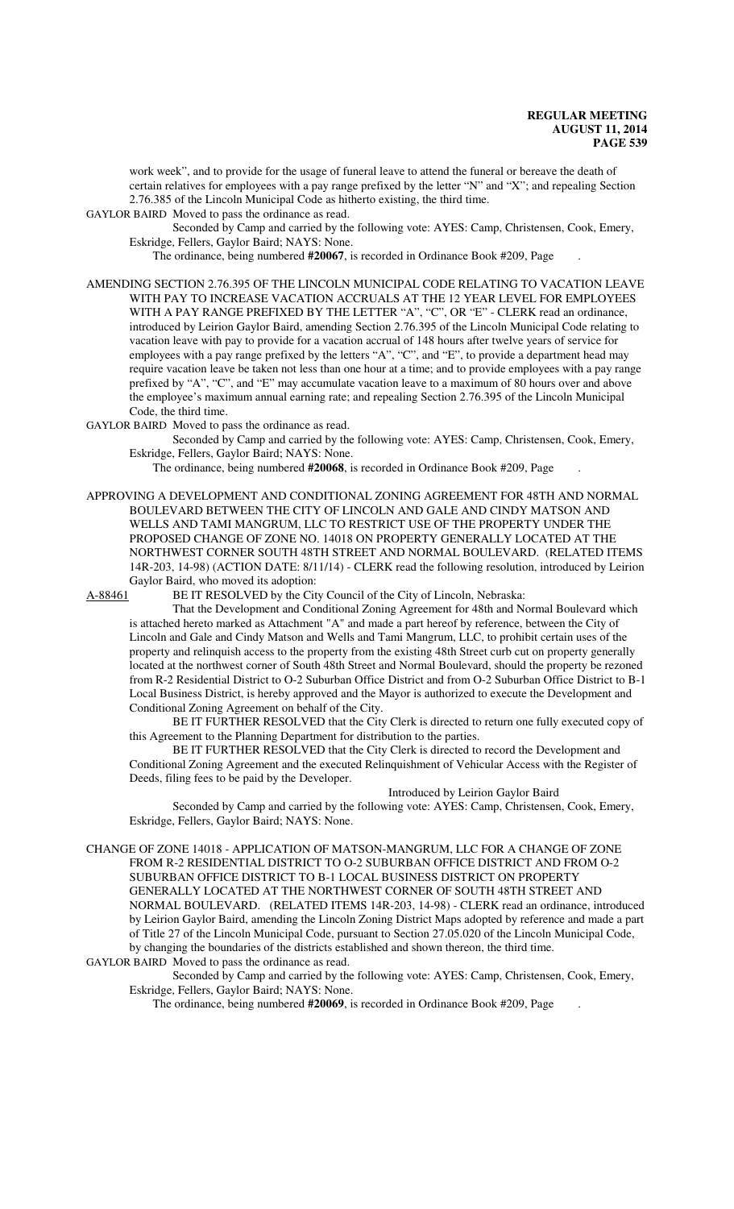work week", and to provide for the usage of funeral leave to attend the funeral or bereave the death of certain relatives for employees with a pay range prefixed by the letter "N" and "X"; and repealing Section 2.76.385 of the Lincoln Municipal Code as hitherto existing, the third time.

GAYLOR BAIRD Moved to pass the ordinance as read.

Seconded by Camp and carried by the following vote: AYES: Camp, Christensen, Cook, Emery, Eskridge, Fellers, Gaylor Baird; NAYS: None.

The ordinance, being numbered **#20067**, is recorded in Ordinance Book #209, Page .

AMENDING SECTION 2.76.395 OF THE LINCOLN MUNICIPAL CODE RELATING TO VACATION LEAVE WITH PAY TO INCREASE VACATION ACCRUALS AT THE 12 YEAR LEVEL FOR EMPLOYEES WITH A PAY RANGE PREFIXED BY THE LETTER "A", "C", OR "E" - CLERK read an ordinance, introduced by Leirion Gaylor Baird, amending Section 2.76.395 of the Lincoln Municipal Code relating to vacation leave with pay to provide for a vacation accrual of 148 hours after twelve years of service for employees with a pay range prefixed by the letters "A", "C", and "E", to provide a department head may require vacation leave be taken not less than one hour at a time; and to provide employees with a pay range prefixed by "A", "C", and "E" may accumulate vacation leave to a maximum of 80 hours over and above the employee's maximum annual earning rate; and repealing Section 2.76.395 of the Lincoln Municipal Code, the third time.

GAYLOR BAIRD Moved to pass the ordinance as read.

Seconded by Camp and carried by the following vote: AYES: Camp, Christensen, Cook, Emery, Eskridge, Fellers, Gaylor Baird; NAYS: None.

The ordinance, being numbered **#20068**, is recorded in Ordinance Book #209, Page .

APPROVING A DEVELOPMENT AND CONDITIONAL ZONING AGREEMENT FOR 48TH AND NORMAL BOULEVARD BETWEEN THE CITY OF LINCOLN AND GALE AND CINDY MATSON AND WELLS AND TAMI MANGRUM, LLC TO RESTRICT USE OF THE PROPERTY UNDER THE PROPOSED CHANGE OF ZONE NO. 14018 ON PROPERTY GENERALLY LOCATED AT THE NORTHWEST CORNER SOUTH 48TH STREET AND NORMAL BOULEVARD. (RELATED ITEMS 14R-203, 14-98) (ACTION DATE: 8/11/14) - CLERK read the following resolution, introduced by Leirion Gaylor Baird, who moved its adoption:

A-88461 BE IT RESOLVED by the City Council of the City of Lincoln, Nebraska:

That the Development and Conditional Zoning Agreement for 48th and Normal Boulevard which is attached hereto marked as Attachment "A" and made a part hereof by reference, between the City of Lincoln and Gale and Cindy Matson and Wells and Tami Mangrum, LLC, to prohibit certain uses of the property and relinquish access to the property from the existing 48th Street curb cut on property generally located at the northwest corner of South 48th Street and Normal Boulevard, should the property be rezoned from R-2 Residential District to O-2 Suburban Office District and from O-2 Suburban Office District to B-1 Local Business District, is hereby approved and the Mayor is authorized to execute the Development and Conditional Zoning Agreement on behalf of the City.

BE IT FURTHER RESOLVED that the City Clerk is directed to return one fully executed copy of this Agreement to the Planning Department for distribution to the parties.

BE IT FURTHER RESOLVED that the City Clerk is directed to record the Development and Conditional Zoning Agreement and the executed Relinquishment of Vehicular Access with the Register of Deeds, filing fees to be paid by the Developer.

Introduced by Leirion Gaylor Baird

Seconded by Camp and carried by the following vote: AYES: Camp, Christensen, Cook, Emery, Eskridge, Fellers, Gaylor Baird; NAYS: None.

CHANGE OF ZONE 14018 - APPLICATION OF MATSON-MANGRUM, LLC FOR A CHANGE OF ZONE FROM R-2 RESIDENTIAL DISTRICT TO O-2 SUBURBAN OFFICE DISTRICT AND FROM O-2 SUBURBAN OFFICE DISTRICT TO B-1 LOCAL BUSINESS DISTRICT ON PROPERTY GENERALLY LOCATED AT THE NORTHWEST CORNER OF SOUTH 48TH STREET AND NORMAL BOULEVARD. (RELATED ITEMS 14R-203, 14-98) - CLERK read an ordinance, introduced by Leirion Gaylor Baird, amending the Lincoln Zoning District Maps adopted by reference and made a part of Title 27 of the Lincoln Municipal Code, pursuant to Section 27.05.020 of the Lincoln Municipal Code, by changing the boundaries of the districts established and shown thereon, the third time.

GAYLOR BAIRD Moved to pass the ordinance as read.

Seconded by Camp and carried by the following vote: AYES: Camp, Christensen, Cook, Emery, Eskridge, Fellers, Gaylor Baird; NAYS: None.

The ordinance, being numbered **#20069**, is recorded in Ordinance Book #209, Page .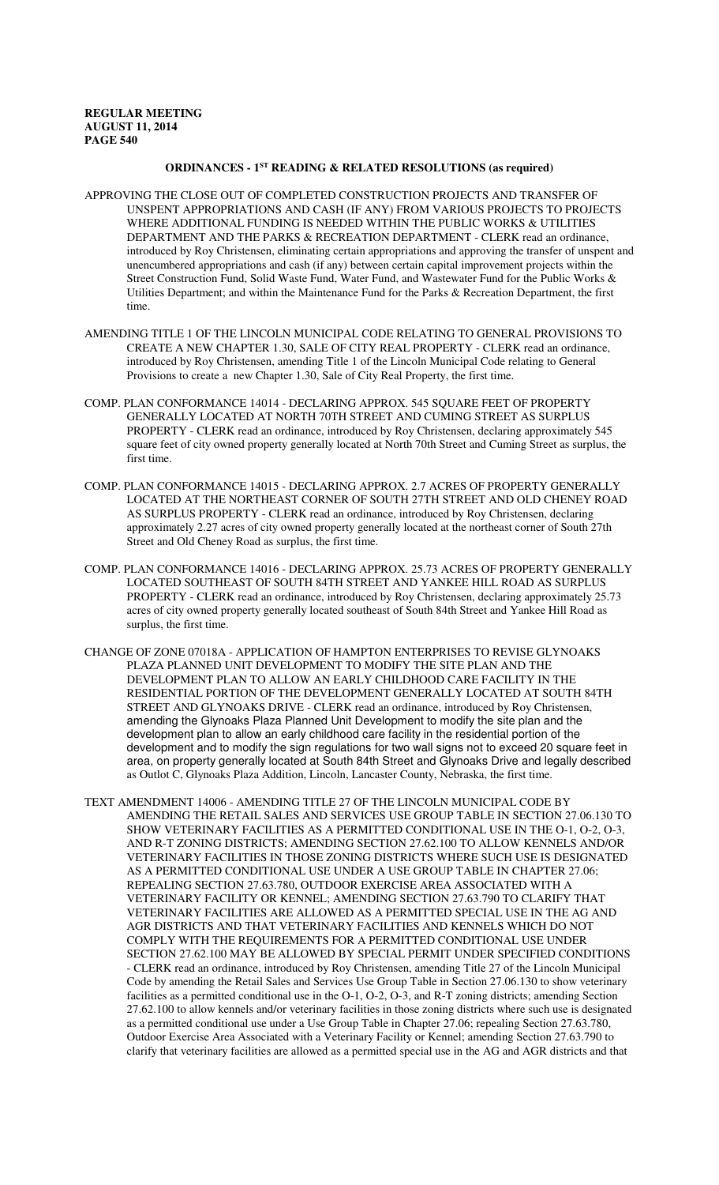## ORDINANCES - 1ST READING & RELATED RESOLUTIONS (as required)

APPROVING THE CLOSE OUT OF COMPLETED CONSTRUCTION PROJECTS AND TRANSFER OF UNSPENT APPROPRIATIONS AND CASH (IF ANY) FROM VARIOUS PROJECTS TO PROJECTS WHERE ADDITIONAL FUNDING IS NEEDED WITHIN THE PUBLIC WORKS & UTILITIES DEPARTMENT AND THE PARKS & RECREATION DEPARTMENT - CLERK read an ordinance, introduced by Roy Christensen, eliminating certain appropriations and approving the transfer of unspent and unencumbered appropriations and cash (if any) between certain capital improvement projects within the Street Construction Fund, Solid Waste Fund, Water Fund, and Wastewater Fund for the Public Works & Utilities Department; and within the Maintenance Fund for the Parks & Recreation Department, the first time.

AMENDING TITLE 1 OF THE LINCOLN MUNICIPAL CODE RELATING TO GENERAL PROVISIONS TO CREATE A NEW CHAPTER 1.30, SALE OF CITY REAL PROPERTY - CLERK read an ordinance, introduced by Roy Christensen, amending Title 1 of the Lincoln Municipal Code relating to General Provisions to create a new Chapter 1.30, Sale of City Real Property, the first time.

COMP. PLAN CONFORMANCE 14014 - DECLARING APPROX. 545 SQUARE FEET OF PROPERTY GENERALLY LOCATED AT NORTH 70TH STREET AND CUMING STREET AS SURPLUS PROPERTY - CLERK read an ordinance, introduced by Roy Christensen, declaring approximately 545 square feet of city owned property generally located at North 70th Street and Cuming Street as surplus, the first time.

COMP. PLAN CONFORMANCE 14015 - DECLARING APPROX. 2.7 ACRES OF PROPERTY GENERALLY LOCATED AT THE NORTHEAST CORNER OF SOUTH 27TH STREET AND OLD CHENEY ROAD AS SURPLUS PROPERTY - CLERK read an ordinance, introduced by Roy Christensen, declaring approximately 2.27 acres of city owned property generally located at the northeast corner of South 27th Street and Old Cheney Road as surplus, the first time.

COMP. PLAN CONFORMANCE 14016 - DECLARING APPROX. 25.73 ACRES OF PROPERTY GENERALLY LOCATED SOUTHEAST OF SOUTH 84TH STREET AND YANKEE HILL ROAD AS SURPLUS PROPERTY - CLERK read an ordinance, introduced by Roy Christensen, declaring approximately 25.73 acres of city owned property generally located southeast of South 84th Street and Yankee Hill Road as surplus, the first time.

CHANGE OF ZONE 07018A - APPLICATION OF HAMPTON ENTERPRISES TO REVISE GLYNOAKS PLAZA PLANNED UNIT DEVELOPMENT TO MODIFY THE SITE PLAN AND THE DEVELOPMENT PLAN TO ALLOW AN EARLY CHILDHOOD CARE FACILITY IN THE RESIDENTIAL PORTION OF THE DEVELOPMENT GENERALLY LOCATED AT SOUTH 84TH STREET AND GLYNOAKS DRIVE - CLERK read an ordinance, introduced by Roy Christensen, amending the Glynoaks Plaza Planned Unit Development to modify the site plan and the development plan to allow an early childhood care facility in the residential portion of the development and to modify the sign regulations for two wall signs not to exceed 20 square feet in area, on property generally located at South 84th Street and Glynoaks Drive and legally described as Outlot C, Glynoaks Plaza Addition, Lincoln, Lancaster County, Nebraska, the first time.

TEXT AMENDMENT 14006 - AMENDING TITLE 27 OF THE LINCOLN MUNICIPAL CODE BY AMENDING THE RETAIL SALES AND SERVICES USE GROUP TABLE IN SECTION 27.06.130 TO SHOW VETERINARY FACILITIES AS A PERMITTED CONDITIONAL USE IN THE O-1, O-2, O-3, AND R-T ZONING DISTRICTS; AMENDING SECTION 27.62.100 TO ALLOW KENNELS AND/OR VETERINARY FACILITIES IN THOSE ZONING DISTRICTS WHERE SUCH USE IS DESIGNATED AS A PERMITTED CONDITIONAL USE UNDER A USE GROUP TABLE IN CHAPTER 27.06; REPEALING SECTION 27.63.780, OUTDOOR EXERCISE AREA ASSOCIATED WITH A VETERINARY FACILITY OR KENNEL; AMENDING SECTION 27.63.790 TO CLARIFY THAT VETERINARY FACILITIES ARE ALLOWED AS A PERMITTED SPECIAL USE IN THE AG AND AGR DISTRICTS AND THAT VETERINARY FACILITIES AND KENNELS WHICH DO NOT COMPLY WITH THE REQUIREMENTS FOR A PERMITTED CONDITIONAL USE UNDER SECTION 27.62.100 MAY BE ALLOWED BY SPECIAL PERMIT UNDER SPECIFIED CONDITIONS - CLERK read an ordinance, introduced by Roy Christensen, amending Title 27 of the Lincoln Municipal Code by amending the Retail Sales and Services Use Group Table in Section 27.06.130 to show veterinary facilities as a permitted conditional use in the O-1, O-2, O-3, and R-T zoning districts; amending Section 27.62.100 to allow kennels and/or veterinary facilities in those zoning districts where such use is designated as a permitted conditional use under a Use Group Table in Chapter 27.06; repealing Section 27.63.780, Outdoor Exercise Area Associated with a Veterinary Facility or Kennel; amending Section 27.63.790 to clarify that veterinary facilities are allowed as a permitted special use in the AG and AGR districts and that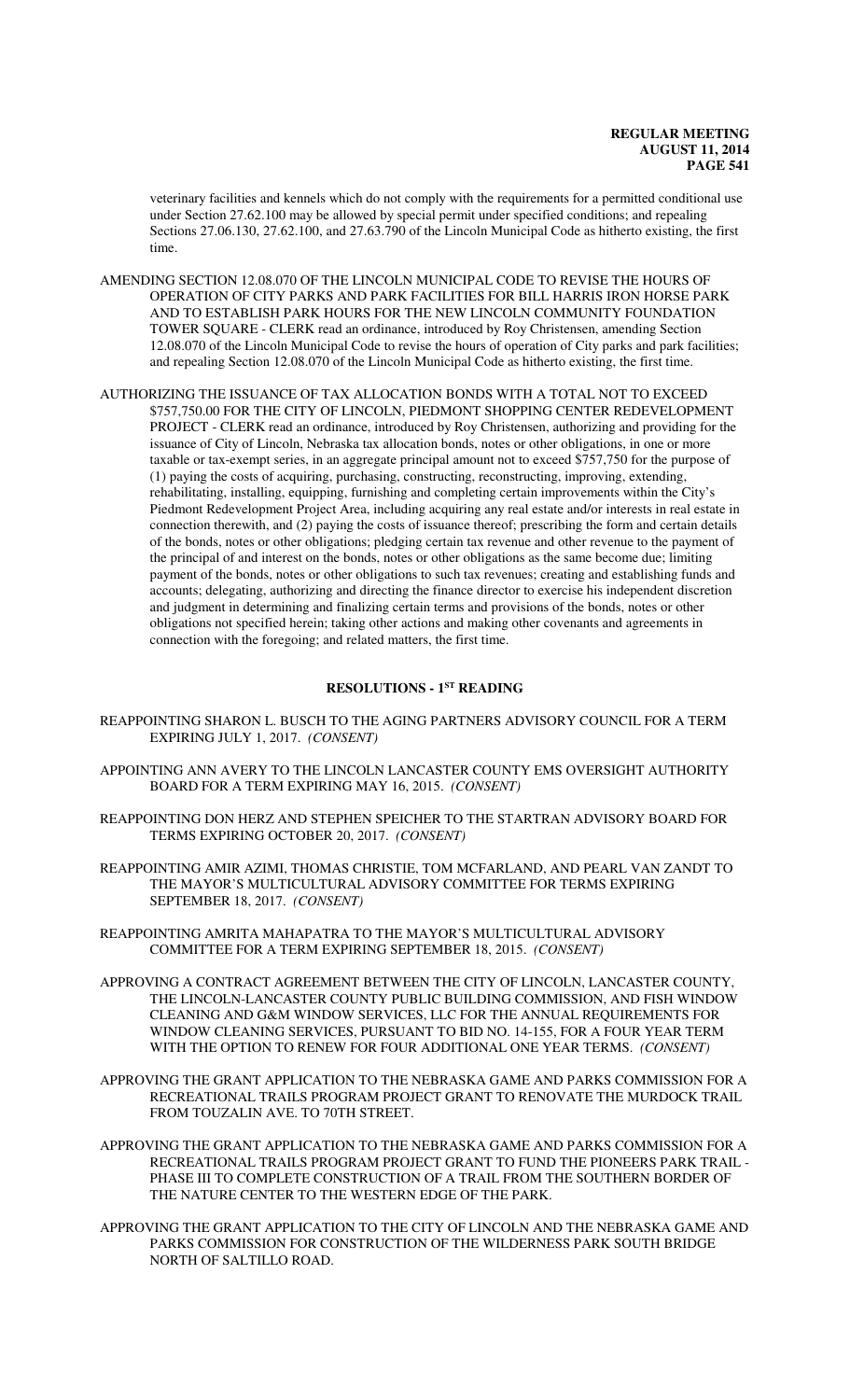veterinary facilities and kennels which do not comply with the requirements for a permitted conditional use under Section 27.62.100 may be allowed by special permit under specified conditions; and repealing Sections 27.06.130, 27.62.100, and 27.63.790 of the Lincoln Municipal Code as hitherto existing, the first time.

AMENDING SECTION 12.08.070 OF THE LINCOLN MUNICIPAL CODE TO REVISE THE HOURS OF OPERATION OF CITY PARKS AND PARK FACILITIES FOR BILL HARRIS IRON HORSE PARK AND TO ESTABLISH PARK HOURS FOR THE NEW LINCOLN COMMUNITY FOUNDATION TOWER SQUARE - CLERK read an ordinance, introduced by Roy Christensen, amending Section 12.08.070 of the Lincoln Municipal Code to revise the hours of operation of City parks and park facilities; and repealing Section 12.08.070 of the Lincoln Municipal Code as hitherto existing, the first time.

AUTHORIZING THE ISSUANCE OF TAX ALLOCATION BONDS WITH A TOTAL NOT TO EXCEED $757,750.00 FOR THE CITY OF LINCOLN, PIEDMONT SHOPPING CENTER REDEVELOPMENT PROJECT - CLERK read an ordinance, introduced by Roy Christensen, authorizing and providing for the issuance of City of Lincoln, Nebraska tax allocation bonds, notes or other obligations, in one or more taxable or tax-exempt series, in an aggregate principal amount not to exceed $757,750 for the purpose of (1) paying the costs of acquiring, purchasing, constructing, reconstructing, improving, extending, rehabilitating, installing, equipping, furnishing and completing certain improvements within the City's Piedmont Redevelopment Project Area, including acquiring any real estate and/or interests in real estate in connection therewith, and (2) paying the costs of issuance thereof; prescribing the form and certain details of the bonds, notes or other obligations; pledging certain tax revenue and other revenue to the payment of the principal of and interest on the bonds, notes or other obligations as the same become due; limiting payment of the bonds, notes or other obligations to such tax revenues; creating and establishing funds and accounts; delegating, authorizing and directing the finance director to exercise his independent discretion and judgment in determining and finalizing certain terms and provisions of the bonds, notes or other obligations not specified herein; taking other actions and making other covenants and agreements in connection with the foregoing; and related matters, the first time.

## RESOLUTIONS - 1ST READING

REAPPOINTING SHARON L. BUSCH TO THE AGING PARTNERS ADVISORY COUNCIL FOR A TERM EXPIRING JULY 1, 2017. *(CONSENT)*

APPOINTING ANN AVERY TO THE LINCOLN LANCASTER COUNTY EMS OVERSIGHT AUTHORITY BOARD FOR A TERM EXPIRING MAY 16, 2015. *(CONSENT)*

REAPPOINTING DON HERZ AND STEPHEN SPEICHER TO THE STARTRAN ADVISORY BOARD FOR TERMS EXPIRING OCTOBER 20, 2017. *(CONSENT)*

REAPPOINTING AMIR AZIMI, THOMAS CHRISTIE, TOM MCFARLAND, AND PEARL VAN ZANDT TO THE MAYOR'S MULTICULTURAL ADVISORY COMMITTEE FOR TERMS EXPIRING SEPTEMBER 18, 2017. *(CONSENT)*

REAPPOINTING AMRITA MAHAPATRA TO THE MAYOR'S MULTICULTURAL ADVISORY COMMITTEE FOR A TERM EXPIRING SEPTEMBER 18, 2015. *(CONSENT)*

APPROVING A CONTRACT AGREEMENT BETWEEN THE CITY OF LINCOLN, LANCASTER COUNTY, THE LINCOLN-LANCASTER COUNTY PUBLIC BUILDING COMMISSION, AND FISH WINDOW CLEANING AND G&M WINDOW SERVICES, LLC FOR THE ANNUAL REQUIREMENTS FOR WINDOW CLEANING SERVICES, PURSUANT TO BID NO. 14-155, FOR A FOUR YEAR TERM WITH THE OPTION TO RENEW FOR FOUR ADDITIONAL ONE YEAR TERMS. *(CONSENT)*

APPROVING THE GRANT APPLICATION TO THE NEBRASKA GAME AND PARKS COMMISSION FOR A RECREATIONAL TRAILS PROGRAM PROJECT GRANT TO RENOVATE THE MURDOCK TRAIL FROM TOUZALIN AVE. TO 70TH STREET.

APPROVING THE GRANT APPLICATION TO THE NEBRASKA GAME AND PARKS COMMISSION FOR A RECREATIONAL TRAILS PROGRAM PROJECT GRANT TO FUND THE PIONEERS PARK TRAIL - PHASE III TO COMPLETE CONSTRUCTION OF A TRAIL FROM THE SOUTHERN BORDER OF THE NATURE CENTER TO THE WESTERN EDGE OF THE PARK.

APPROVING THE GRANT APPLICATION TO THE CITY OF LINCOLN AND THE NEBRASKA GAME AND PARKS COMMISSION FOR CONSTRUCTION OF THE WILDERNESS PARK SOUTH BRIDGE NORTH OF SALTILLO ROAD.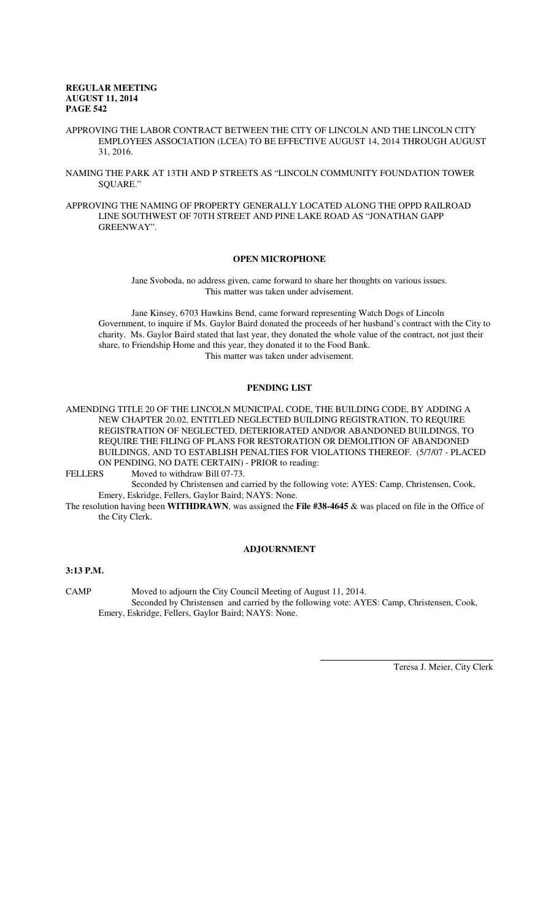APPROVING THE LABOR CONTRACT BETWEEN THE CITY OF LINCOLN AND THE LINCOLN CITY EMPLOYEES ASSOCIATION (LCEA) TO BE EFFECTIVE AUGUST 14, 2014 THROUGH AUGUST 31, 2016.

NAMING THE PARK AT 13TH AND P STREETS AS "LINCOLN COMMUNITY FOUNDATION TOWER SQUARE."

APPROVING THE NAMING OF PROPERTY GENERALLY LOCATED ALONG THE OPPD RAILROAD LINE SOUTHWEST OF 70TH STREET AND PINE LAKE ROAD AS "JONATHAN GAPP GREENWAY".

## OPEN MICROPHONE

Jane Svoboda, no address given, came forward to share her thoughts on various issues. This matter was taken under advisement.

Jane Kinsey, 6703 Hawkins Bend, came forward representing Watch Dogs of Lincoln Government, to inquire if Ms. Gaylor Baird donated the proceeds of her husband's contract with the City to charity. Ms. Gaylor Baird stated that last year, they donated the whole value of the contract, not just their share, to Friendship Home and this year, they donated it to the Food Bank. This matter was taken under advisement.

## PENDING LIST

AMENDING TITLE 20 OF THE LINCOLN MUNICIPAL CODE, THE BUILDING CODE, BY ADDING A NEW CHAPTER 20.02, ENTITLED NEGLECTED BUILDING REGISTRATION, TO REQUIRE REGISTRATION OF NEGLECTED, DETERIORATED AND/OR ABANDONED BUILDINGS, TO REQUIRE THE FILING OF PLANS FOR RESTORATION OR DEMOLITION OF ABANDONED BUILDINGS, AND TO ESTABLISH PENALTIES FOR VIOLATIONS THEREOF. (5/7/07 - PLACED ON PENDING, NO DATE CERTAIN) - PRIOR to reading:

FELLERS Moved to withdraw Bill 07-73.
Seconded by Christensen and carried by the following vote: AYES: Camp, Christensen, Cook, Emery, Eskridge, Fellers, Gaylor Baird; NAYS: None.

The resolution having been **WITHDRAWN**, was assigned the **File #38-4645** & was placed on file in the Office of the City Clerk.

## ADJOURNMENT

**3:13 P.M.**

CAMP Moved to adjourn the City Council Meeting of August 11, 2014.
Seconded by Christensen and carried by the following vote: AYES: Camp, Christensen, Cook, Emery, Eskridge, Fellers, Gaylor Baird; NAYS: None.

Teresa J. Meier, City Clerk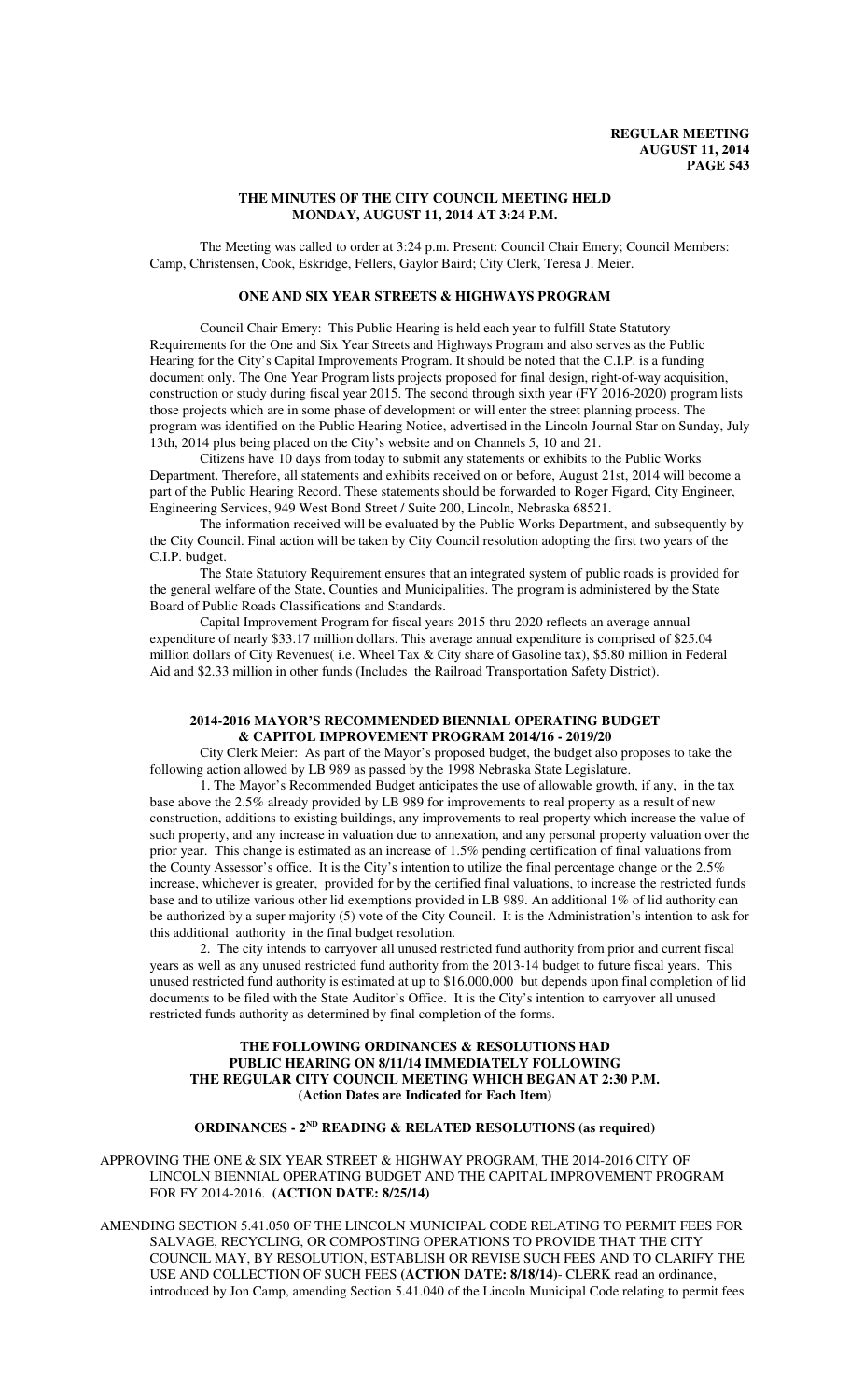# THE MINUTES OF THE CITY COUNCIL MEETING HELD MONDAY, AUGUST 11, 2014 AT 3:24 P.M.

The Meeting was called to order at 3:24 p.m. Present: Council Chair Emery; Council Members: Camp, Christensen, Cook, Eskridge, Fellers, Gaylor Baird; City Clerk, Teresa J. Meier.

## ONE AND SIX YEAR STREETS & HIGHWAYS PROGRAM

Council Chair Emery: This Public Hearing is held each year to fulfill State Statutory Requirements for the One and Six Year Streets and Highways Program and also serves as the Public Hearing for the City's Capital Improvements Program. It should be noted that the C.I.P. is a funding document only. The One Year Program lists projects proposed for final design, right-of-way acquisition, construction or study during fiscal year 2015. The second through sixth year (FY 2016-2020) program lists those projects which are in some phase of development or will enter the street planning process. The program was identified on the Public Hearing Notice, advertised in the Lincoln Journal Star on Sunday, July 13th, 2014 plus being placed on the City's website and on Channels 5, 10 and 21.

Citizens have 10 days from today to submit any statements or exhibits to the Public Works Department. Therefore, all statements and exhibits received on or before, August 21st, 2014 will become a part of the Public Hearing Record. These statements should be forwarded to Roger Figard, City Engineer, Engineering Services, 949 West Bond Street / Suite 200, Lincoln, Nebraska 68521.

The information received will be evaluated by the Public Works Department, and subsequently by the City Council. Final action will be taken by City Council resolution adopting the first two years of the C.I.P. budget.

The State Statutory Requirement ensures that an integrated system of public roads is provided for the general welfare of the State, Counties and Municipalities. The program is administered by the State Board of Public Roads Classifications and Standards.

Capital Improvement Program for fiscal years 2015 thru 2020 reflects an average annual expenditure of nearly $33.17 million dollars. This average annual expenditure is comprised of $25.04 million dollars of City Revenues( i.e. Wheel Tax & City share of Gasoline tax), $5.80 million in Federal Aid and $2.33 million in other funds (Includes the Railroad Transportation Safety District).

## 2014-2016 MAYOR'S RECOMMENDED BIENNIAL OPERATING BUDGET & CAPITOL IMPROVEMENT PROGRAM 2014/16 - 2019/20

City Clerk Meier: As part of the Mayor's proposed budget, the budget also proposes to take the following action allowed by LB 989 as passed by the 1998 Nebraska State Legislature.

1. The Mayor's Recommended Budget anticipates the use of allowable growth, if any, in the tax base above the 2.5% already provided by LB 989 for improvements to real property as a result of new construction, additions to existing buildings, any improvements to real property which increase the value of such property, and any increase in valuation due to annexation, and any personal property valuation over the prior year. This change is estimated as an increase of 1.5% pending certification of final valuations from the County Assessor's office. It is the City's intention to utilize the final percentage change or the 2.5% increase, whichever is greater, provided for by the certified final valuations, to increase the restricted funds base and to utilize various other lid exemptions provided in LB 989. An additional 1% of lid authority can be authorized by a super majority (5) vote of the City Council. It is the Administration's intention to ask for this additional authority in the final budget resolution.

2. The city intends to carryover all unused restricted fund authority from prior and current fiscal years as well as any unused restricted fund authority from the 2013-14 budget to future fiscal years. This unused restricted fund authority is estimated at up to $16,000,000 but depends upon final completion of lid documents to be filed with the State Auditor's Office. It is the City's intention to carryover all unused restricted funds authority as determined by final completion of the forms.

## THE FOLLOWING ORDINANCES & RESOLUTIONS HAD PUBLIC HEARING ON 8/11/14 IMMEDIATELY FOLLOWING THE REGULAR CITY COUNCIL MEETING WHICH BEGAN AT 2:30 P.M. (Action Dates are Indicated for Each Item)

## ORDINANCES - 2ND READING & RELATED RESOLUTIONS (as required)

APPROVING THE ONE & SIX YEAR STREET & HIGHWAY PROGRAM, THE 2014-2016 CITY OF LINCOLN BIENNIAL OPERATING BUDGET AND THE CAPITAL IMPROVEMENT PROGRAM FOR FY 2014-2016. **(ACTION DATE: 8/25/14)**

AMENDING SECTION 5.41.050 OF THE LINCOLN MUNICIPAL CODE RELATING TO PERMIT FEES FOR SALVAGE, RECYCLING, OR COMPOSTING OPERATIONS TO PROVIDE THAT THE CITY COUNCIL MAY, BY RESOLUTION, ESTABLISH OR REVISE SUCH FEES AND TO CLARIFY THE USE AND COLLECTION OF SUCH FEES **(ACTION DATE: 8/18/14)**- CLERK read an ordinance, introduced by Jon Camp, amending Section 5.41.040 of the Lincoln Municipal Code relating to permit fees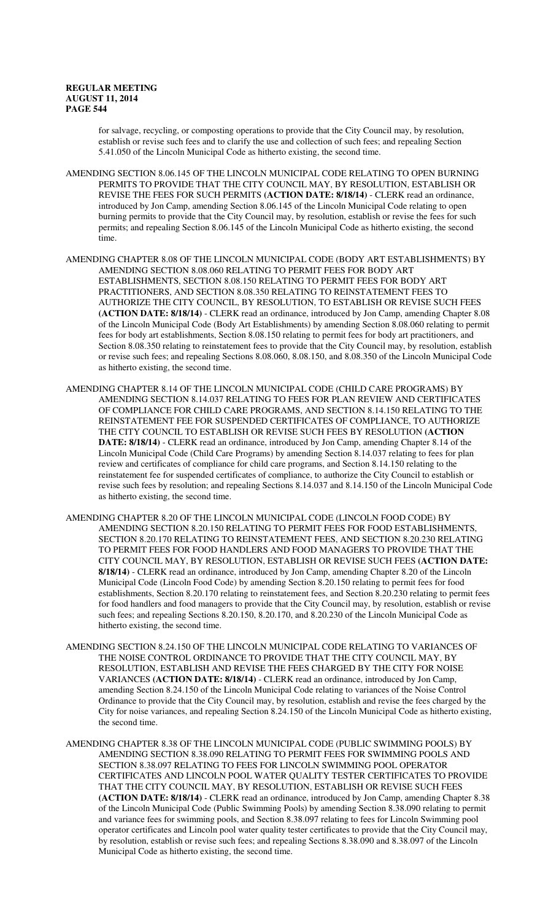for salvage, recycling, or composting operations to provide that the City Council may, by resolution, establish or revise such fees and to clarify the use and collection of such fees; and repealing Section 5.41.050 of the Lincoln Municipal Code as hitherto existing, the second time.

AMENDING SECTION 8.06.145 OF THE LINCOLN MUNICIPAL CODE RELATING TO OPEN BURNING PERMITS TO PROVIDE THAT THE CITY COUNCIL MAY, BY RESOLUTION, ESTABLISH OR REVISE THE FEES FOR SUCH PERMITS **(ACTION DATE: 8/18/14)** - CLERK read an ordinance, introduced by Jon Camp, amending Section 8.06.145 of the Lincoln Municipal Code relating to open burning permits to provide that the City Council may, by resolution, establish or revise the fees for such permits; and repealing Section 8.06.145 of the Lincoln Municipal Code as hitherto existing, the second time.

AMENDING CHAPTER 8.08 OF THE LINCOLN MUNICIPAL CODE (BODY ART ESTABLISHMENTS) BY AMENDING SECTION 8.08.060 RELATING TO PERMIT FEES FOR BODY ART ESTABLISHMENTS, SECTION 8.08.150 RELATING TO PERMIT FEES FOR BODY ART PRACTITIONERS, AND SECTION 8.08.350 RELATING TO REINSTATEMENT FEES TO AUTHORIZE THE CITY COUNCIL, BY RESOLUTION, TO ESTABLISH OR REVISE SUCH FEES **(ACTION DATE: 8/18/14)** - CLERK read an ordinance, introduced by Jon Camp, amending Chapter 8.08 of the Lincoln Municipal Code (Body Art Establishments) by amending Section 8.08.060 relating to permit fees for body art establishments, Section 8.08.150 relating to permit fees for body art practitioners, and Section 8.08.350 relating to reinstatement fees to provide that the City Council may, by resolution, establish or revise such fees; and repealing Sections 8.08.060, 8.08.150, and 8.08.350 of the Lincoln Municipal Code as hitherto existing, the second time.

AMENDING CHAPTER 8.14 OF THE LINCOLN MUNICIPAL CODE (CHILD CARE PROGRAMS) BY AMENDING SECTION 8.14.037 RELATING TO FEES FOR PLAN REVIEW AND CERTIFICATES OF COMPLIANCE FOR CHILD CARE PROGRAMS, AND SECTION 8.14.150 RELATING TO THE REINSTATEMENT FEE FOR SUSPENDED CERTIFICATES OF COMPLIANCE, TO AUTHORIZE THE CITY COUNCIL TO ESTABLISH OR REVISE SUCH FEES BY RESOLUTION **(ACTION DATE: 8/18/14)** - CLERK read an ordinance, introduced by Jon Camp, amending Chapter 8.14 of the Lincoln Municipal Code (Child Care Programs) by amending Section 8.14.037 relating to fees for plan review and certificates of compliance for child care programs, and Section 8.14.150 relating to the reinstatement fee for suspended certificates of compliance, to authorize the City Council to establish or revise such fees by resolution; and repealing Sections 8.14.037 and 8.14.150 of the Lincoln Municipal Code as hitherto existing, the second time.

AMENDING CHAPTER 8.20 OF THE LINCOLN MUNICIPAL CODE (LINCOLN FOOD CODE) BY AMENDING SECTION 8.20.150 RELATING TO PERMIT FEES FOR FOOD ESTABLISHMENTS, SECTION 8.20.170 RELATING TO REINSTATEMENT FEES, AND SECTION 8.20.230 RELATING TO PERMIT FEES FOR FOOD HANDLERS AND FOOD MANAGERS TO PROVIDE THAT THE CITY COUNCIL MAY, BY RESOLUTION, ESTABLISH OR REVISE SUCH FEES **(ACTION DATE: 8/18/14)** - CLERK read an ordinance, introduced by Jon Camp, amending Chapter 8.20 of the Lincoln Municipal Code (Lincoln Food Code) by amending Section 8.20.150 relating to permit fees for food establishments, Section 8.20.170 relating to reinstatement fees, and Section 8.20.230 relating to permit fees for food handlers and food managers to provide that the City Council may, by resolution, establish or revise such fees; and repealing Sections 8.20.150, 8.20.170, and 8.20.230 of the Lincoln Municipal Code as hitherto existing, the second time.

AMENDING SECTION 8.24.150 OF THE LINCOLN MUNICIPAL CODE RELATING TO VARIANCES OF THE NOISE CONTROL ORDINANCE TO PROVIDE THAT THE CITY COUNCIL MAY, BY RESOLUTION, ESTABLISH AND REVISE THE FEES CHARGED BY THE CITY FOR NOISE VARIANCES **(ACTION DATE: 8/18/14)** - CLERK read an ordinance, introduced by Jon Camp, amending Section 8.24.150 of the Lincoln Municipal Code relating to variances of the Noise Control Ordinance to provide that the City Council may, by resolution, establish and revise the fees charged by the City for noise variances, and repealing Section 8.24.150 of the Lincoln Municipal Code as hitherto existing, the second time.

AMENDING CHAPTER 8.38 OF THE LINCOLN MUNICIPAL CODE (PUBLIC SWIMMING POOLS) BY AMENDING SECTION 8.38.090 RELATING TO PERMIT FEES FOR SWIMMING POOLS AND SECTION 8.38.097 RELATING TO FEES FOR LINCOLN SWIMMING POOL OPERATOR CERTIFICATES AND LINCOLN POOL WATER QUALITY TESTER CERTIFICATES TO PROVIDE THAT THE CITY COUNCIL MAY, BY RESOLUTION, ESTABLISH OR REVISE SUCH FEES **(ACTION DATE: 8/18/14)** - CLERK read an ordinance, introduced by Jon Camp, amending Chapter 8.38 of the Lincoln Municipal Code (Public Swimming Pools) by amending Section 8.38.090 relating to permit and variance fees for swimming pools, and Section 8.38.097 relating to fees for Lincoln Swimming pool operator certificates and Lincoln pool water quality tester certificates to provide that the City Council may, by resolution, establish or revise such fees; and repealing Sections 8.38.090 and 8.38.097 of the Lincoln Municipal Code as hitherto existing, the second time.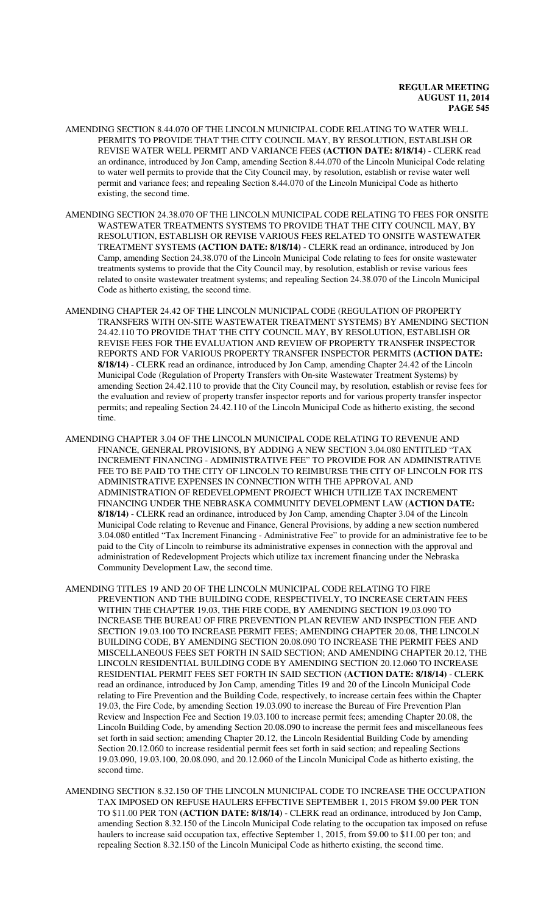AMENDING SECTION 8.44.070 OF THE LINCOLN MUNICIPAL CODE RELATING TO WATER WELL PERMITS TO PROVIDE THAT THE CITY COUNCIL MAY, BY RESOLUTION, ESTABLISH OR REVISE WATER WELL PERMIT AND VARIANCE FEES **(ACTION DATE: 8/18/14)** - CLERK read an ordinance, introduced by Jon Camp, amending Section 8.44.070 of the Lincoln Municipal Code relating to water well permits to provide that the City Council may, by resolution, establish or revise water well permit and variance fees; and repealing Section 8.44.070 of the Lincoln Municipal Code as hitherto existing, the second time.

AMENDING SECTION 24.38.070 OF THE LINCOLN MUNICIPAL CODE RELATING TO FEES FOR ONSITE WASTEWATER TREATMENTS SYSTEMS TO PROVIDE THAT THE CITY COUNCIL MAY, BY RESOLUTION, ESTABLISH OR REVISE VARIOUS FEES RELATED TO ONSITE WASTEWATER TREATMENT SYSTEMS **(ACTION DATE: 8/18/14)** - CLERK read an ordinance, introduced by Jon Camp, amending Section 24.38.070 of the Lincoln Municipal Code relating to fees for onsite wastewater treatments systems to provide that the City Council may, by resolution, establish or revise various fees related to onsite wastewater treatment systems; and repealing Section 24.38.070 of the Lincoln Municipal Code as hitherto existing, the second time.

AMENDING CHAPTER 24.42 OF THE LINCOLN MUNICIPAL CODE (REGULATION OF PROPERTY TRANSFERS WITH ON-SITE WASTEWATER TREATMENT SYSTEMS) BY AMENDING SECTION 24.42.110 TO PROVIDE THAT THE CITY COUNCIL MAY, BY RESOLUTION, ESTABLISH OR REVISE FEES FOR THE EVALUATION AND REVIEW OF PROPERTY TRANSFER INSPECTOR REPORTS AND FOR VARIOUS PROPERTY TRANSFER INSPECTOR PERMITS **(ACTION DATE: 8/18/14)** - CLERK read an ordinance, introduced by Jon Camp, amending Chapter 24.42 of the Lincoln Municipal Code (Regulation of Property Transfers with On-site Wastewater Treatment Systems) by amending Section 24.42.110 to provide that the City Council may, by resolution, establish or revise fees for the evaluation and review of property transfer inspector reports and for various property transfer inspector permits; and repealing Section 24.42.110 of the Lincoln Municipal Code as hitherto existing, the second time.

AMENDING CHAPTER 3.04 OF THE LINCOLN MUNICIPAL CODE RELATING TO REVENUE AND FINANCE, GENERAL PROVISIONS, BY ADDING A NEW SECTION 3.04.080 ENTITLED "TAX INCREMENT FINANCING - ADMINISTRATIVE FEE" TO PROVIDE FOR AN ADMINISTRATIVE FEE TO BE PAID TO THE CITY OF LINCOLN TO REIMBURSE THE CITY OF LINCOLN FOR ITS ADMINISTRATIVE EXPENSES IN CONNECTION WITH THE APPROVAL AND ADMINISTRATION OF REDEVELOPMENT PROJECT WHICH UTILIZE TAX INCREMENT FINANCING UNDER THE NEBRASKA COMMUNITY DEVELOPMENT LAW **(ACTION DATE: 8/18/14)** - CLERK read an ordinance, introduced by Jon Camp, amending Chapter 3.04 of the Lincoln Municipal Code relating to Revenue and Finance, General Provisions, by adding a new section numbered 3.04.080 entitled "Tax Increment Financing - Administrative Fee" to provide for an administrative fee to be paid to the City of Lincoln to reimburse its administrative expenses in connection with the approval and administration of Redevelopment Projects which utilize tax increment financing under the Nebraska Community Development Law, the second time.

AMENDING TITLES 19 AND 20 OF THE LINCOLN MUNICIPAL CODE RELATING TO FIRE PREVENTION AND THE BUILDING CODE, RESPECTIVELY, TO INCREASE CERTAIN FEES WITHIN THE CHAPTER 19.03, THE FIRE CODE, BY AMENDING SECTION 19.03.090 TO INCREASE THE BUREAU OF FIRE PREVENTION PLAN REVIEW AND INSPECTION FEE AND SECTION 19.03.100 TO INCREASE PERMIT FEES; AMENDING CHAPTER 20.08, THE LINCOLN BUILDING CODE, BY AMENDING SECTION 20.08.090 TO INCREASE THE PERMIT FEES AND MISCELLANEOUS FEES SET FORTH IN SAID SECTION; AND AMENDING CHAPTER 20.12, THE LINCOLN RESIDENTIAL BUILDING CODE BY AMENDING SECTION 20.12.060 TO INCREASE RESIDENTIAL PERMIT FEES SET FORTH IN SAID SECTION **(ACTION DATE: 8/18/14)** - CLERK read an ordinance, introduced by Jon Camp, amending Titles 19 and 20 of the Lincoln Municipal Code relating to Fire Prevention and the Building Code, respectively, to increase certain fees within the Chapter 19.03, the Fire Code, by amending Section 19.03.090 to increase the Bureau of Fire Prevention Plan Review and Inspection Fee and Section 19.03.100 to increase permit fees; amending Chapter 20.08, the Lincoln Building Code, by amending Section 20.08.090 to increase the permit fees and miscellaneous fees set forth in said section; amending Chapter 20.12, the Lincoln Residential Building Code by amending Section 20.12.060 to increase residential permit fees set forth in said section; and repealing Sections 19.03.090, 19.03.100, 20.08.090, and 20.12.060 of the Lincoln Municipal Code as hitherto existing, the second time.

AMENDING SECTION 8.32.150 OF THE LINCOLN MUNICIPAL CODE TO INCREASE THE OCCUPATION TAX IMPOSED ON REFUSE HAULERS EFFECTIVE SEPTEMBER 1, 2015 FROM $9.00 PER TON TO $11.00 PER TON **(ACTION DATE: 8/18/14)** - CLERK read an ordinance, introduced by Jon Camp, amending Section 8.32.150 of the Lincoln Municipal Code relating to the occupation tax imposed on refuse haulers to increase said occupation tax, effective September 1, 2015, from $9.00 to $11.00 per ton; and repealing Section 8.32.150 of the Lincoln Municipal Code as hitherto existing, the second time.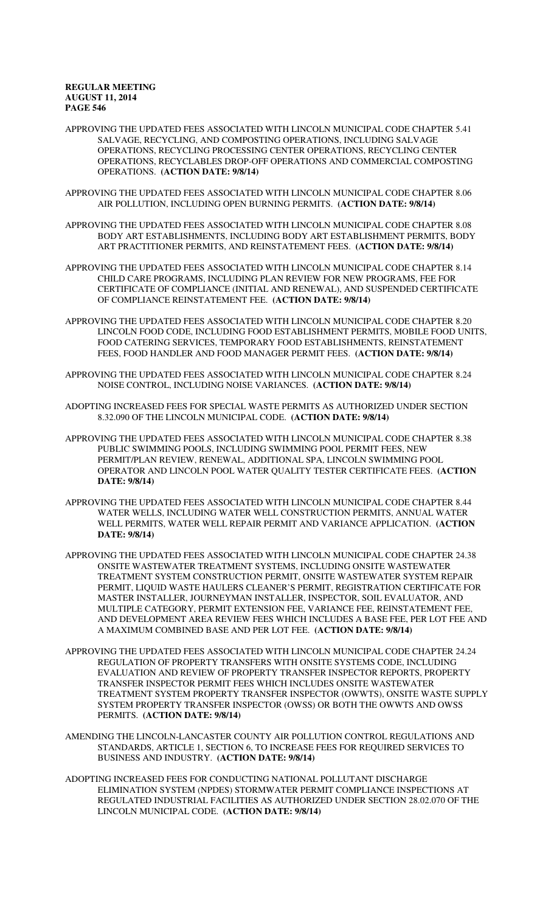APPROVING THE UPDATED FEES ASSOCIATED WITH LINCOLN MUNICIPAL CODE CHAPTER 5.41 SALVAGE, RECYCLING, AND COMPOSTING OPERATIONS, INCLUDING SALVAGE OPERATIONS, RECYCLING PROCESSING CENTER OPERATIONS, RECYCLING CENTER OPERATIONS, RECYCLABLES DROP-OFF OPERATIONS AND COMMERCIAL COMPOSTING OPERATIONS. **(ACTION DATE: 9/8/14)**

APPROVING THE UPDATED FEES ASSOCIATED WITH LINCOLN MUNICIPAL CODE CHAPTER 8.06 AIR POLLUTION, INCLUDING OPEN BURNING PERMITS. **(ACTION DATE: 9/8/14)**

APPROVING THE UPDATED FEES ASSOCIATED WITH LINCOLN MUNICIPAL CODE CHAPTER 8.08 BODY ART ESTABLISHMENTS, INCLUDING BODY ART ESTABLISHMENT PERMITS, BODY ART PRACTITIONER PERMITS, AND REINSTATEMENT FEES. **(ACTION DATE: 9/8/14)**

APPROVING THE UPDATED FEES ASSOCIATED WITH LINCOLN MUNICIPAL CODE CHAPTER 8.14 CHILD CARE PROGRAMS, INCLUDING PLAN REVIEW FOR NEW PROGRAMS, FEE FOR CERTIFICATE OF COMPLIANCE (INITIAL AND RENEWAL), AND SUSPENDED CERTIFICATE OF COMPLIANCE REINSTATEMENT FEE. **(ACTION DATE: 9/8/14)**

APPROVING THE UPDATED FEES ASSOCIATED WITH LINCOLN MUNICIPAL CODE CHAPTER 8.20 LINCOLN FOOD CODE, INCLUDING FOOD ESTABLISHMENT PERMITS, MOBILE FOOD UNITS, FOOD CATERING SERVICES, TEMPORARY FOOD ESTABLISHMENTS, REINSTATEMENT FEES, FOOD HANDLER AND FOOD MANAGER PERMIT FEES. **(ACTION DATE: 9/8/14)**

APPROVING THE UPDATED FEES ASSOCIATED WITH LINCOLN MUNICIPAL CODE CHAPTER 8.24 NOISE CONTROL, INCLUDING NOISE VARIANCES. **(ACTION DATE: 9/8/14)**

ADOPTING INCREASED FEES FOR SPECIAL WASTE PERMITS AS AUTHORIZED UNDER SECTION 8.32.090 OF THE LINCOLN MUNICIPAL CODE. **(ACTION DATE: 9/8/14)**

APPROVING THE UPDATED FEES ASSOCIATED WITH LINCOLN MUNICIPAL CODE CHAPTER 8.38 PUBLIC SWIMMING POOLS, INCLUDING SWIMMING POOL PERMIT FEES, NEW PERMIT/PLAN REVIEW, RENEWAL, ADDITIONAL SPA, LINCOLN SWIMMING POOL OPERATOR AND LINCOLN POOL WATER QUALITY TESTER CERTIFICATE FEES. **(ACTION DATE: 9/8/14)**

APPROVING THE UPDATED FEES ASSOCIATED WITH LINCOLN MUNICIPAL CODE CHAPTER 8.44 WATER WELLS, INCLUDING WATER WELL CONSTRUCTION PERMITS, ANNUAL WATER WELL PERMITS, WATER WELL REPAIR PERMIT AND VARIANCE APPLICATION. **(ACTION DATE: 9/8/14)**

APPROVING THE UPDATED FEES ASSOCIATED WITH LINCOLN MUNICIPAL CODE CHAPTER 24.38 ONSITE WASTEWATER TREATMENT SYSTEMS, INCLUDING ONSITE WASTEWATER TREATMENT SYSTEM CONSTRUCTION PERMIT, ONSITE WASTEWATER SYSTEM REPAIR PERMIT, LIQUID WASTE HAULERS CLEANER'S PERMIT, REGISTRATION CERTIFICATE FOR MASTER INSTALLER, JOURNEYMAN INSTALLER, INSPECTOR, SOIL EVALUATOR, AND MULTIPLE CATEGORY, PERMIT EXTENSION FEE, VARIANCE FEE, REINSTATEMENT FEE, AND DEVELOPMENT AREA REVIEW FEES WHICH INCLUDES A BASE FEE, PER LOT FEE AND A MAXIMUM COMBINED BASE AND PER LOT FEE. **(ACTION DATE: 9/8/14)**

APPROVING THE UPDATED FEES ASSOCIATED WITH LINCOLN MUNICIPAL CODE CHAPTER 24.24 REGULATION OF PROPERTY TRANSFERS WITH ONSITE SYSTEMS CODE, INCLUDING EVALUATION AND REVIEW OF PROPERTY TRANSFER INSPECTOR REPORTS, PROPERTY TRANSFER INSPECTOR PERMIT FEES WHICH INCLUDES ONSITE WASTEWATER TREATMENT SYSTEM PROPERTY TRANSFER INSPECTOR (OWWTS), ONSITE WASTE SUPPLY SYSTEM PROPERTY TRANSFER INSPECTOR (OWSS) OR BOTH THE OWWTS AND OWSS PERMITS. **(ACTION DATE: 9/8/14)**

AMENDING THE LINCOLN-LANCASTER COUNTY AIR POLLUTION CONTROL REGULATIONS AND STANDARDS, ARTICLE 1, SECTION 6, TO INCREASE FEES FOR REQUIRED SERVICES TO BUSINESS AND INDUSTRY. **(ACTION DATE: 9/8/14)**

ADOPTING INCREASED FEES FOR CONDUCTING NATIONAL POLLUTANT DISCHARGE ELIMINATION SYSTEM (NPDES) STORMWATER PERMIT COMPLIANCE INSPECTIONS AT REGULATED INDUSTRIAL FACILITIES AS AUTHORIZED UNDER SECTION 28.02.070 OF THE LINCOLN MUNICIPAL CODE. **(ACTION DATE: 9/8/14)**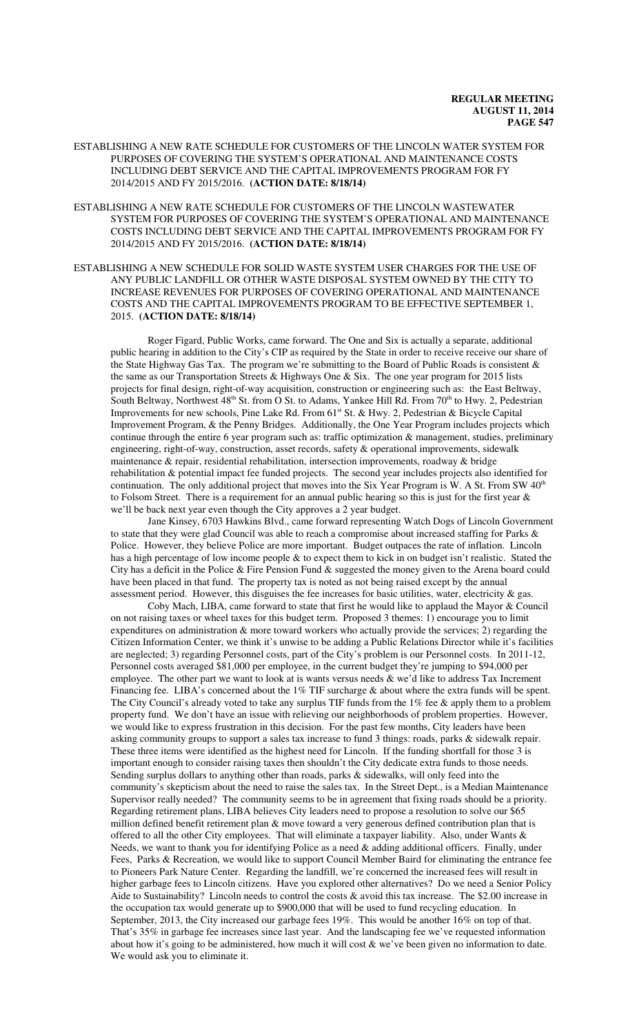ESTABLISHING A NEW RATE SCHEDULE FOR CUSTOMERS OF THE LINCOLN WATER SYSTEM FOR PURPOSES OF COVERING THE SYSTEM'S OPERATIONAL AND MAINTENANCE COSTS INCLUDING DEBT SERVICE AND THE CAPITAL IMPROVEMENTS PROGRAM FOR FY 2014/2015 AND FY 2015/2016. **(ACTION DATE: 8/18/14)**

ESTABLISHING A NEW RATE SCHEDULE FOR CUSTOMERS OF THE LINCOLN WASTEWATER SYSTEM FOR PURPOSES OF COVERING THE SYSTEM'S OPERATIONAL AND MAINTENANCE COSTS INCLUDING DEBT SERVICE AND THE CAPITAL IMPROVEMENTS PROGRAM FOR FY 2014/2015 AND FY 2015/2016. **(ACTION DATE: 8/18/14)**

ESTABLISHING A NEW SCHEDULE FOR SOLID WASTE SYSTEM USER CHARGES FOR THE USE OF ANY PUBLIC LANDFILL OR OTHER WASTE DISPOSAL SYSTEM OWNED BY THE CITY TO INCREASE REVENUES FOR PURPOSES OF COVERING OPERATIONAL AND MAINTENANCE COSTS AND THE CAPITAL IMPROVEMENTS PROGRAM TO BE EFFECTIVE SEPTEMBER 1, 2015. **(ACTION DATE: 8/18/14)**

Roger Figard, Public Works, came forward. The One and Six is actually a separate, additional public hearing in addition to the City's CIP as required by the State in order to receive receive our share of the State Highway Gas Tax. The program we're submitting to the Board of Public Roads is consistent & the same as our Transportation Streets & Highways One & Six. The one year program for 2015 lists projects for final design, right-of-way acquisition, construction or engineering such as: the East Beltway, South Beltway, Northwest 48th St. from O St. to Adams, Yankee Hill Rd. From 70th to Hwy. 2, Pedestrian Improvements for new schools, Pine Lake Rd. From 61st St. & Hwy. 2, Pedestrian & Bicycle Capital Improvement Program, & the Penny Bridges. Additionally, the One Year Program includes projects which continue through the entire 6 year program such as: traffic optimization & management, studies, preliminary engineering, right-of-way, construction, asset records, safety & operational improvements, sidewalk maintenance & repair, residential rehabilitation, intersection improvements, roadway & bridge rehabilitation & potential impact fee funded projects. The second year includes projects also identified for continuation. The only additional project that moves into the Six Year Program is W. A St. From SW 40th to Folsom Street. There is a requirement for an annual public hearing so this is just for the first year & we'll be back next year even though the City approves a 2 year budget.

Jane Kinsey, 6703 Hawkins Blvd., came forward representing Watch Dogs of Lincoln Government to state that they were glad Council was able to reach a compromise about increased staffing for Parks & Police. However, they believe Police are more important. Budget outpaces the rate of inflation. Lincoln has a high percentage of low income people & to expect them to kick in on budget isn't realistic. Stated the City has a deficit in the Police & Fire Pension Fund & suggested the money given to the Arena board could have been placed in that fund. The property tax is noted as not being raised except by the annual assessment period. However, this disguises the fee increases for basic utilities, water, electricity & gas.

Coby Mach, LIBA, came forward to state that first he would like to applaud the Mayor & Council on not raising taxes or wheel taxes for this budget term. Proposed 3 themes: 1) encourage you to limit expenditures on administration & more toward workers who actually provide the services; 2) regarding the Citizen Information Center, we think it's unwise to be adding a Public Relations Director while it's facilities are neglected; 3) regarding Personnel costs, part of the City's problem is our Personnel costs. In 2011-12, Personnel costs averaged $81,000 per employee, in the current budget they're jumping to $94,000 per employee. The other part we want to look at is wants versus needs & we'd like to address Tax Increment Financing fee. LIBA's concerned about the 1% TIF surcharge & about where the extra funds will be spent. The City Council's already voted to take any surplus TIF funds from the 1% fee & apply them to a problem property fund. We don't have an issue with relieving our neighborhoods of problem properties. However, we would like to express frustration in this decision. For the past few months, City leaders have been asking community groups to support a sales tax increase to fund 3 things: roads, parks & sidewalk repair. These three items were identified as the highest need for Lincoln. If the funding shortfall for those 3 is important enough to consider raising taxes then shouldn't the City dedicate extra funds to those needs. Sending surplus dollars to anything other than roads, parks & sidewalks, will only feed into the community's skepticism about the need to raise the sales tax. In the Street Dept., is a Median Maintenance Supervisor really needed? The community seems to be in agreement that fixing roads should be a priority. Regarding retirement plans, LIBA believes City leaders need to propose a resolution to solve our $65 million defined benefit retirement plan & move toward a very generous defined contribution plan that is offered to all the other City employees. That will eliminate a taxpayer liability. Also, under Wants & Needs, we want to thank you for identifying Police as a need & adding additional officers. Finally, under Fees, Parks & Recreation, we would like to support Council Member Baird for eliminating the entrance fee to Pioneers Park Nature Center. Regarding the landfill, we're concerned the increased fees will result in higher garbage fees to Lincoln citizens. Have you explored other alternatives? Do we need a Senior Policy Aide to Sustainability? Lincoln needs to control the costs & avoid this tax increase. The $2.00 increase in the occupation tax would generate up to $900,000 that will be used to fund recycling education. In September, 2013, the City increased our garbage fees 19%. This would be another 16% on top of that. That's 35% in garbage fee increases since last year. And the landscaping fee we've requested information about how it's going to be administered, how much it will cost & we've been given no information to date. We would ask you to eliminate it.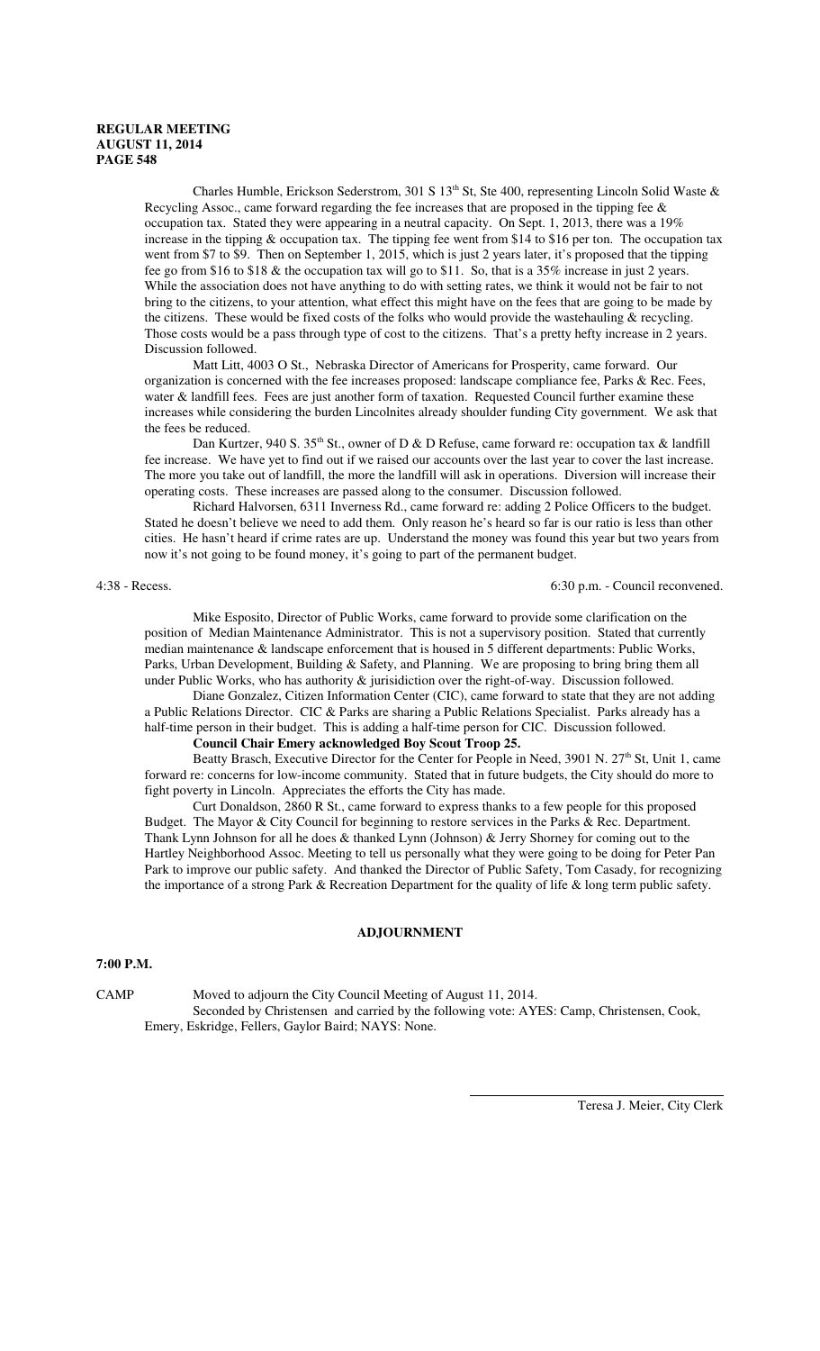Charles Humble, Erickson Sederstrom, 301 S 13th St, Ste 400, representing Lincoln Solid Waste & Recycling Assoc., came forward regarding the fee increases that are proposed in the tipping fee & occupation tax. Stated they were appearing in a neutral capacity. On Sept. 1, 2013, there was a 19% increase in the tipping & occupation tax. The tipping fee went from $14 to $16 per ton. The occupation tax went from $7 to $9. Then on September 1, 2015, which is just 2 years later, it's proposed that the tipping fee go from $16 to $18 & the occupation tax will go to $11. So, that is a 35% increase in just 2 years. While the association does not have anything to do with setting rates, we think it would not be fair to not bring to the citizens, to your attention, what effect this might have on the fees that are going to be made by the citizens. These would be fixed costs of the folks who would provide the wastehauling & recycling. Those costs would be a pass through type of cost to the citizens. That's a pretty hefty increase in 2 years. Discussion followed.

Matt Litt, 4003 O St., Nebraska Director of Americans for Prosperity, came forward. Our organization is concerned with the fee increases proposed: landscape compliance fee, Parks & Rec. Fees, water & landfill fees. Fees are just another form of taxation. Requested Council further examine these increases while considering the burden Lincolnites already shoulder funding City government. We ask that the fees be reduced.

Dan Kurtzer, 940 S. 35th St., owner of D & D Refuse, came forward re: occupation tax & landfill fee increase. We have yet to find out if we raised our accounts over the last year to cover the last increase. The more you take out of landfill, the more the landfill will ask in operations. Diversion will increase their operating costs. These increases are passed along to the consumer. Discussion followed.

Richard Halvorsen, 6311 Inverness Rd., came forward re: adding 2 Police Officers to the budget. Stated he doesn't believe we need to add them. Only reason he's heard so far is our ratio is less than other cities. He hasn't heard if crime rates are up. Understand the money was found this year but two years from now it's not going to be found money, it's going to part of the permanent budget.

4:38 - Recess. 6:30 p.m. - Council reconvened.

Mike Esposito, Director of Public Works, came forward to provide some clarification on the position of Median Maintenance Administrator. This is not a supervisory position. Stated that currently median maintenance & landscape enforcement that is housed in 5 different departments: Public Works, Parks, Urban Development, Building & Safety, and Planning. We are proposing to bring bring them all under Public Works, who has authority & jurisidiction over the right-of-way. Discussion followed.

Diane Gonzalez, Citizen Information Center (CIC), came forward to state that they are not adding a Public Relations Director. CIC & Parks are sharing a Public Relations Specialist. Parks already has a half-time person in their budget. This is adding a half-time person for CIC. Discussion followed.

**Council Chair Emery acknowledged Boy Scout Troop 25.**

Beatty Brasch, Executive Director for the Center for People in Need, 3901 N. 27th St, Unit 1, came forward re: concerns for low-income community. Stated that in future budgets, the City should do more to fight poverty in Lincoln. Appreciates the efforts the City has made.

Curt Donaldson, 2860 R St., came forward to express thanks to a few people for this proposed Budget. The Mayor & City Council for beginning to restore services in the Parks & Rec. Department. Thank Lynn Johnson for all he does & thanked Lynn (Johnson) & Jerry Shorney for coming out to the Hartley Neighborhood Assoc. Meeting to tell us personally what they were going to be doing for Peter Pan Park to improve our public safety. And thanked the Director of Public Safety, Tom Casady, for recognizing the importance of a strong Park & Recreation Department for the quality of life & long term public safety.

## ADJOURNMENT

**7:00 P.M.**

CAMP Moved to adjourn the City Council Meeting of August 11, 2014.
Seconded by Christensen and carried by the following vote: AYES: Camp, Christensen, Cook, Emery, Eskridge, Fellers, Gaylor Baird; NAYS: None.

Teresa J. Meier, City Clerk